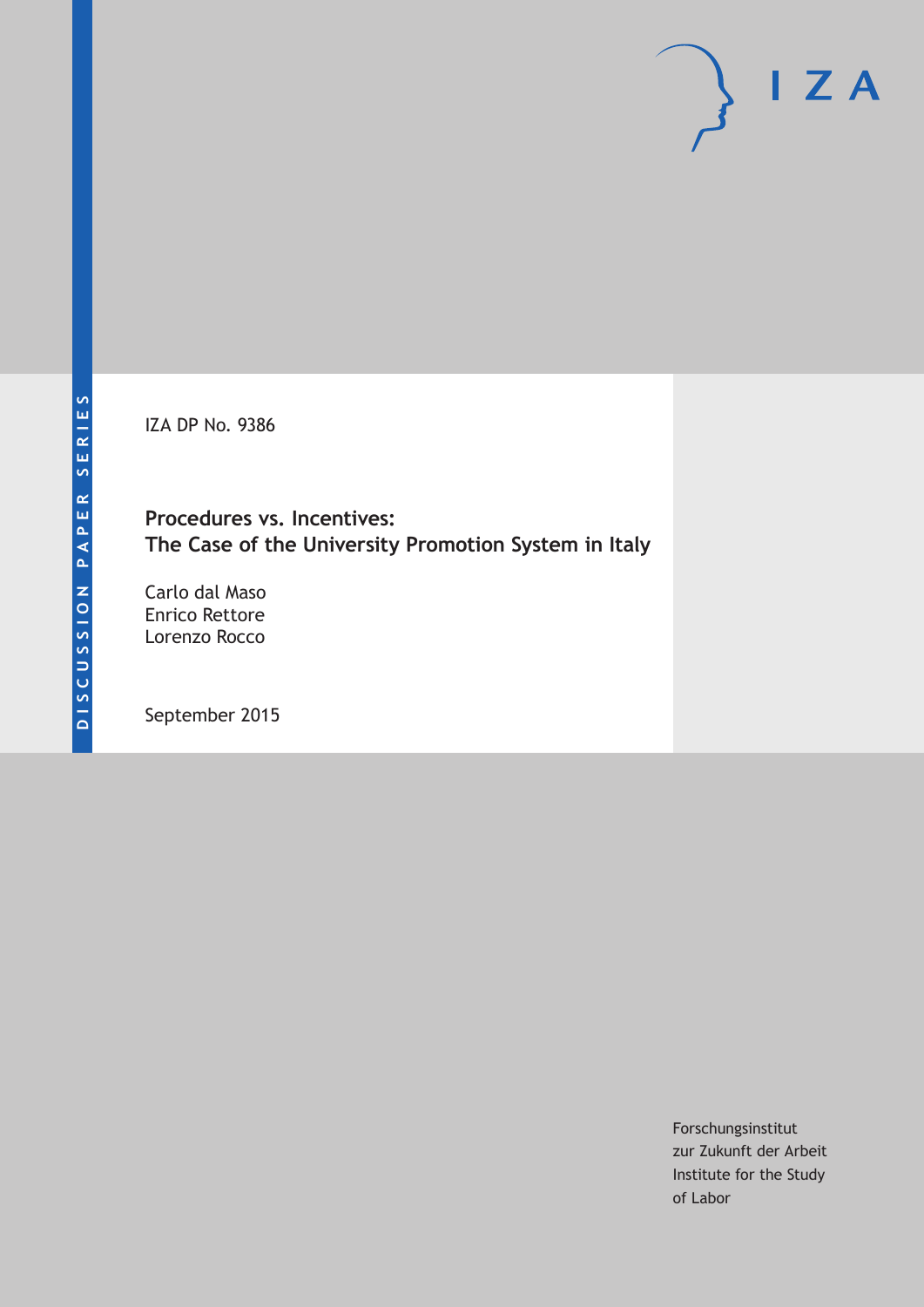DISCUSSION PAPER SERIES

IZA DP No. 9386

# Procedures vs. Incentives: The Case of the University Promotion System in Italy

Carlo dal Maso
Enrico Rettore
Lorenzo Rocco

September 2015

Forschungsinstitut
zur Zukunft der Arbeit
Institute for the Study
of Labor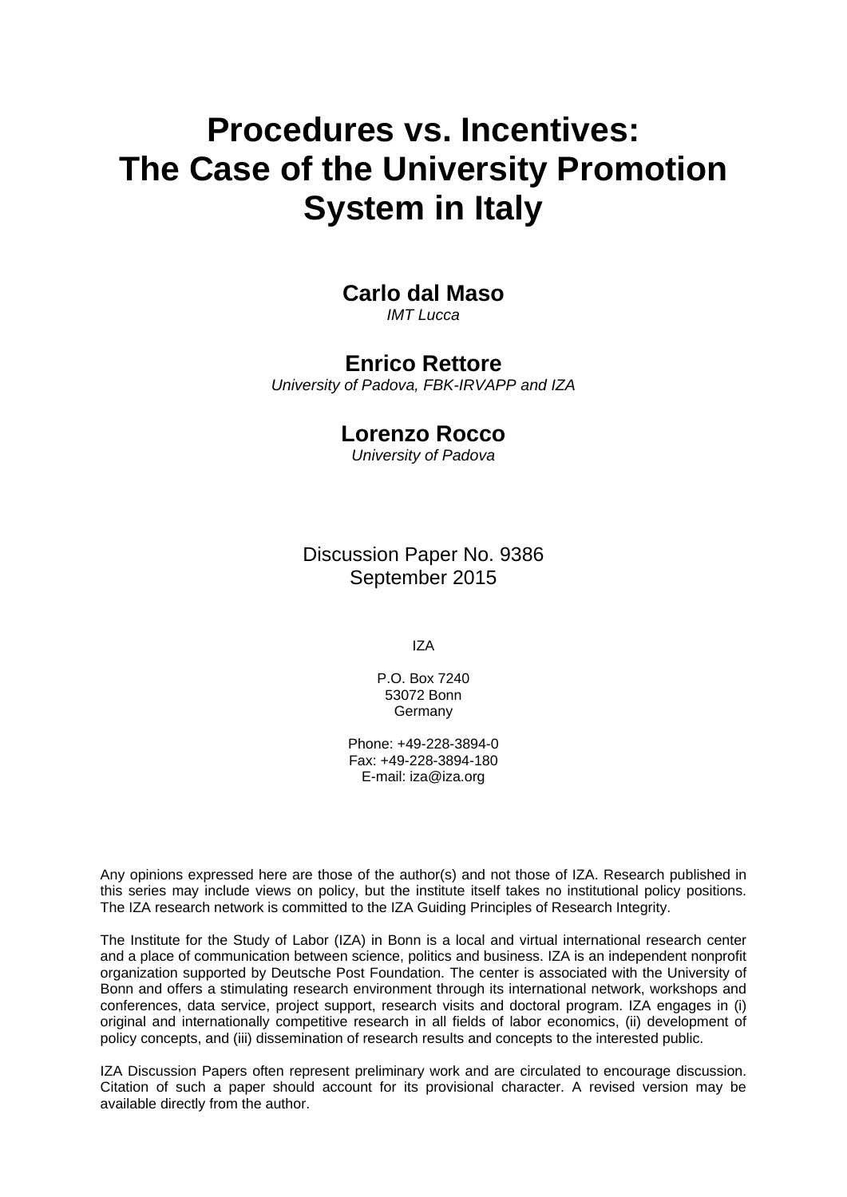# Procedures vs. Incentives: The Case of the University Promotion System in Italy

**Carlo dal Maso**
*IMT Lucca*

**Enrico Rettore**
*University of Padova, FBK-IRVAPP and IZA*

**Lorenzo Rocco**
*University of Padova*

Discussion Paper No. 9386
September 2015

IZA

P.O. Box 7240
53072 Bonn
Germany

Phone: +49-228-3894-0
Fax: +49-228-3894-180
E-mail: iza@iza.org

Any opinions expressed here are those of the author(s) and not those of IZA. Research published in this series may include views on policy, but the institute itself takes no institutional policy positions. The IZA research network is committed to the IZA Guiding Principles of Research Integrity.

The Institute for the Study of Labor (IZA) in Bonn is a local and virtual international research center and a place of communication between science, politics and business. IZA is an independent nonprofit organization supported by Deutsche Post Foundation. The center is associated with the University of Bonn and offers a stimulating research environment through its international network, workshops and conferences, data service, project support, research visits and doctoral program. IZA engages in (i) original and internationally competitive research in all fields of labor economics, (ii) development of policy concepts, and (iii) dissemination of research results and concepts to the interested public.

IZA Discussion Papers often represent preliminary work and are circulated to encourage discussion. Citation of such a paper should account for its provisional character. A revised version may be available directly from the author.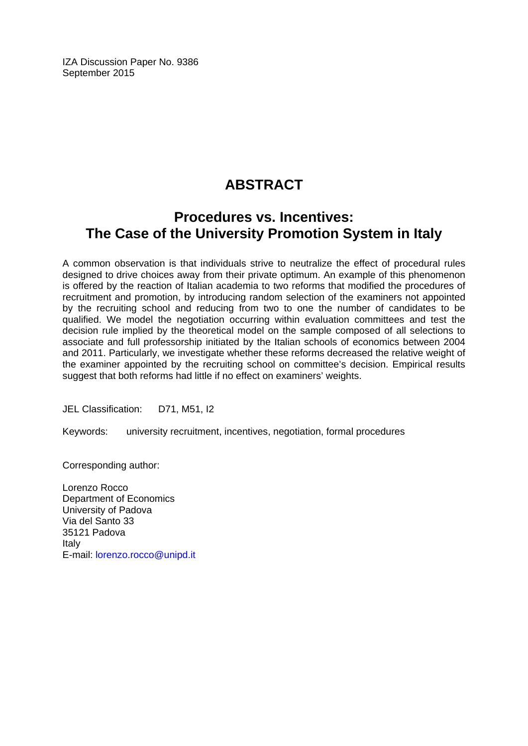IZA Discussion Paper No. 9386
September 2015

# ABSTRACT

## Procedures vs. Incentives: The Case of the University Promotion System in Italy

A common observation is that individuals strive to neutralize the effect of procedural rules designed to drive choices away from their private optimum. An example of this phenomenon is offered by the reaction of Italian academia to two reforms that modified the procedures of recruitment and promotion, by introducing random selection of the examiners not appointed by the recruiting school and reducing from two to one the number of candidates to be qualified. We model the negotiation occurring within evaluation committees and test the decision rule implied by the theoretical model on the sample composed of all selections to associate and full professorship initiated by the Italian schools of economics between 2004 and 2011. Particularly, we investigate whether these reforms decreased the relative weight of the examiner appointed by the recruiting school on committee's decision. Empirical results suggest that both reforms had little if no effect on examiners' weights.

JEL Classification: D71, M51, I2

Keywords: university recruitment, incentives, negotiation, formal procedures

Corresponding author:

Lorenzo Rocco
Department of Economics
University of Padova
Via del Santo 33
35121 Padova
Italy
E-mail: lorenzo.rocco@unipd.it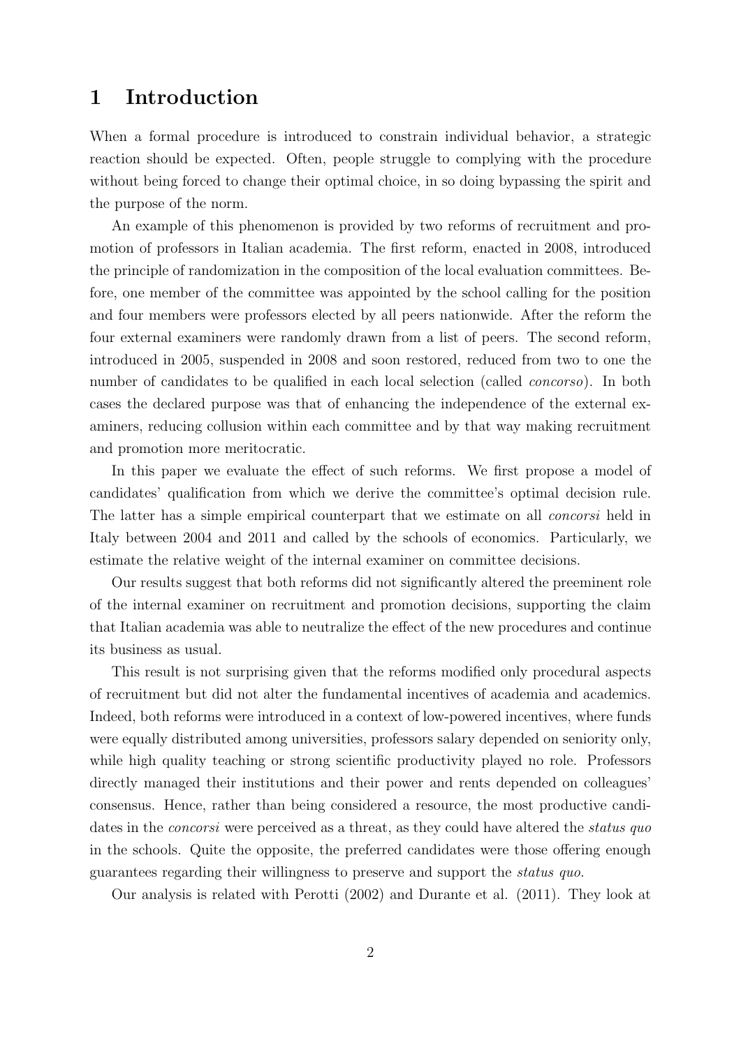# 1 Introduction

When a formal procedure is introduced to constrain individual behavior, a strategic reaction should be expected. Often, people struggle to complying with the procedure without being forced to change their optimal choice, in so doing bypassing the spirit and the purpose of the norm.

An example of this phenomenon is provided by two reforms of recruitment and promotion of professors in Italian academia. The first reform, enacted in 2008, introduced the principle of randomization in the composition of the local evaluation committees. Before, one member of the committee was appointed by the school calling for the position and four members were professors elected by all peers nationwide. After the reform the four external examiners were randomly drawn from a list of peers. The second reform, introduced in 2005, suspended in 2008 and soon restored, reduced from two to one the number of candidates to be qualified in each local selection (called *concorso*). In both cases the declared purpose was that of enhancing the independence of the external examiners, reducing collusion within each committee and by that way making recruitment and promotion more meritocratic.

In this paper we evaluate the effect of such reforms. We first propose a model of candidates' qualification from which we derive the committee's optimal decision rule. The latter has a simple empirical counterpart that we estimate on all *concorsi* held in Italy between 2004 and 2011 and called by the schools of economics. Particularly, we estimate the relative weight of the internal examiner on committee decisions.

Our results suggest that both reforms did not significantly altered the preeminent role of the internal examiner on recruitment and promotion decisions, supporting the claim that Italian academia was able to neutralize the effect of the new procedures and continue its business as usual.

This result is not surprising given that the reforms modified only procedural aspects of recruitment but did not alter the fundamental incentives of academia and academics. Indeed, both reforms were introduced in a context of low-powered incentives, where funds were equally distributed among universities, professors salary depended on seniority only, while high quality teaching or strong scientific productivity played no role. Professors directly managed their institutions and their power and rents depended on colleagues' consensus. Hence, rather than being considered a resource, the most productive candidates in the *concorsi* were perceived as a threat, as they could have altered the *status quo* in the schools. Quite the opposite, the preferred candidates were those offering enough guarantees regarding their willingness to preserve and support the *status quo*.

Our analysis is related with Perotti (2002) and Durante et al. (2011). They look at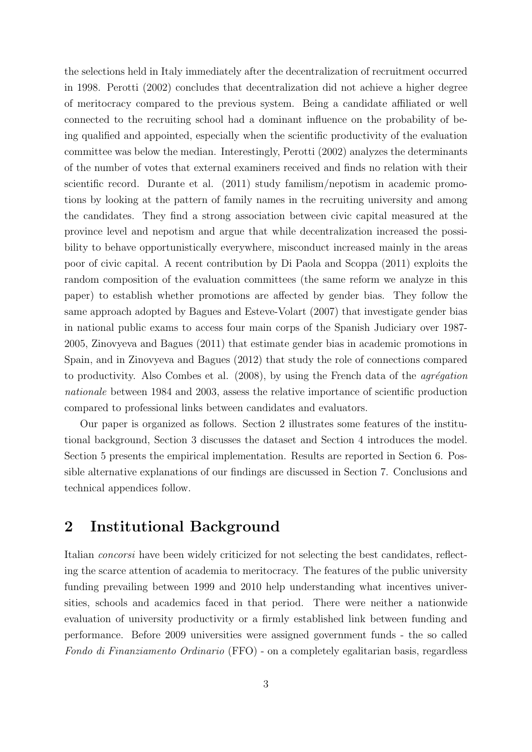the selections held in Italy immediately after the decentralization of recruitment occurred in 1998. Perotti (2002) concludes that decentralization did not achieve a higher degree of meritocracy compared to the previous system. Being a candidate affiliated or well connected to the recruiting school had a dominant influence on the probability of being qualified and appointed, especially when the scientific productivity of the evaluation committee was below the median. Interestingly, Perotti (2002) analyzes the determinants of the number of votes that external examiners received and finds no relation with their scientific record. Durante et al. (2011) study familism/nepotism in academic promotions by looking at the pattern of family names in the recruiting university and among the candidates. They find a strong association between civic capital measured at the province level and nepotism and argue that while decentralization increased the possibility to behave opportunistically everywhere, misconduct increased mainly in the areas poor of civic capital. A recent contribution by Di Paola and Scoppa (2011) exploits the random composition of the evaluation committees (the same reform we analyze in this paper) to establish whether promotions are affected by gender bias. They follow the same approach adopted by Bagues and Esteve-Volart (2007) that investigate gender bias in national public exams to access four main corps of the Spanish Judiciary over 1987-2005, Zinovyeva and Bagues (2011) that estimate gender bias in academic promotions in Spain, and in Zinovyeva and Bagues (2012) that study the role of connections compared to productivity. Also Combes et al. (2008), by using the French data of the *agrégation nationale* between 1984 and 2003, assess the relative importance of scientific production compared to professional links between candidates and evaluators.

Our paper is organized as follows. Section 2 illustrates some features of the institutional background, Section 3 discusses the dataset and Section 4 introduces the model. Section 5 presents the empirical implementation. Results are reported in Section 6. Possible alternative explanations of our findings are discussed in Section 7. Conclusions and technical appendices follow.

## 2 Institutional Background

Italian *concorsi* have been widely criticized for not selecting the best candidates, reflecting the scarce attention of academia to meritocracy. The features of the public university funding prevailing between 1999 and 2010 help understanding what incentives universities, schools and academics faced in that period. There were neither a nationwide evaluation of university productivity or a firmly established link between funding and performance. Before 2009 universities were assigned government funds - the so called *Fondo di Finanziamento Ordinario* (FFO) - on a completely egalitarian basis, regardless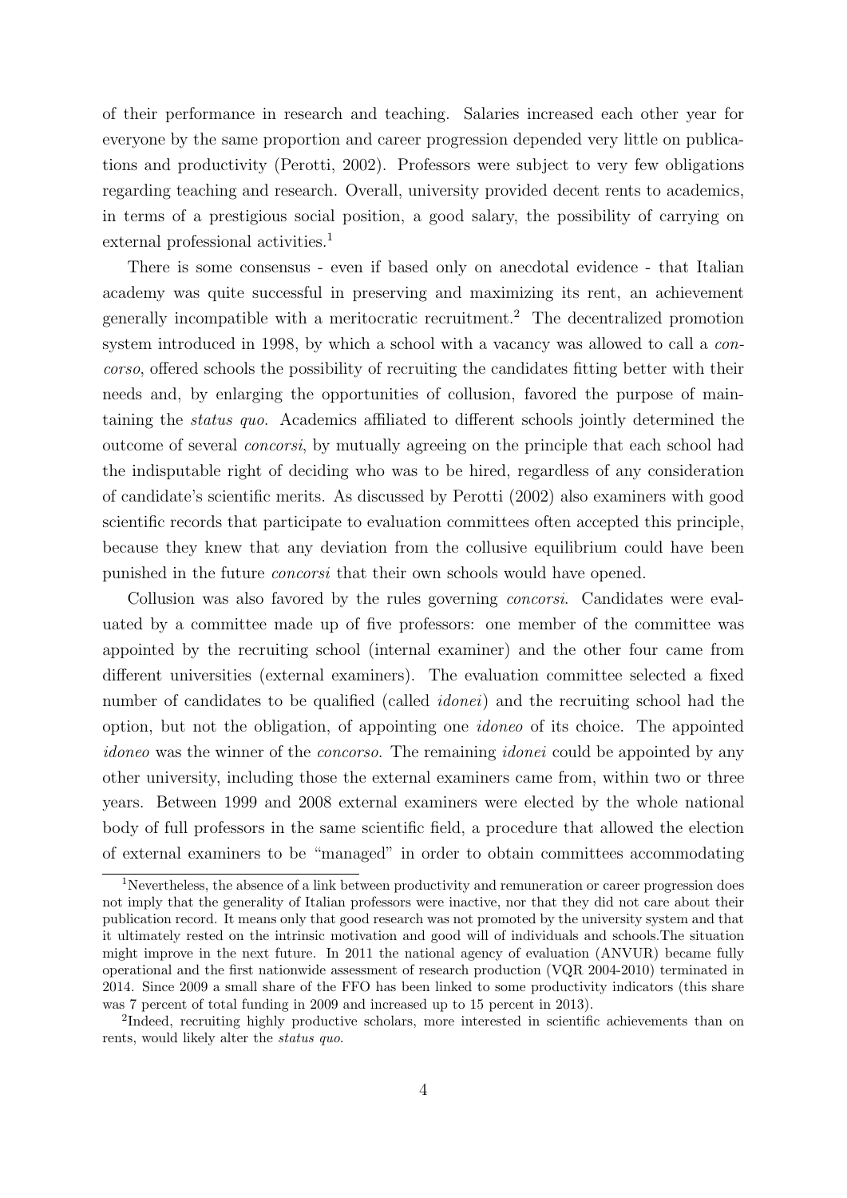of their performance in research and teaching. Salaries increased each other year for everyone by the same proportion and career progression depended very little on publications and productivity (Perotti, 2002). Professors were subject to very few obligations regarding teaching and research. Overall, university provided decent rents to academics, in terms of a prestigious social position, a good salary, the possibility of carrying on external professional activities.[1]

There is some consensus - even if based only on anecdotal evidence - that Italian academy was quite successful in preserving and maximizing its rent, an achievement generally incompatible with a meritocratic recruitment.[2] The decentralized promotion system introduced in 1998, by which a school with a vacancy was allowed to call a *concorso*, offered schools the possibility of recruiting the candidates fitting better with their needs and, by enlarging the opportunities of collusion, favored the purpose of maintaining the *status quo*. Academics affiliated to different schools jointly determined the outcome of several *concorsi*, by mutually agreeing on the principle that each school had the indisputable right of deciding who was to be hired, regardless of any consideration of candidate's scientific merits. As discussed by Perotti (2002) also examiners with good scientific records that participate to evaluation committees often accepted this principle, because they knew that any deviation from the collusive equilibrium could have been punished in the future *concorsi* that their own schools would have opened.

Collusion was also favored by the rules governing *concorsi*. Candidates were evaluated by a committee made up of five professors: one member of the committee was appointed by the recruiting school (internal examiner) and the other four came from different universities (external examiners). The evaluation committee selected a fixed number of candidates to be qualified (called *idonei*) and the recruiting school had the option, but not the obligation, of appointing one *idoneo* of its choice. The appointed *idoneo* was the winner of the *concorso*. The remaining *idonei* could be appointed by any other university, including those the external examiners came from, within two or three years. Between 1999 and 2008 external examiners were elected by the whole national body of full professors in the same scientific field, a procedure that allowed the election of external examiners to be "managed" in order to obtain committees accommodating

[1] Nevertheless, the absence of a link between productivity and remuneration or career progression does not imply that the generality of Italian professors were inactive, nor that they did not care about their publication record. It means only that good research was not promoted by the university system and that it ultimately rested on the intrinsic motivation and good will of individuals and schools.The situation might improve in the next future. In 2011 the national agency of evaluation (ANVUR) became fully operational and the first nationwide assessment of research production (VQR 2004-2010) terminated in 2014. Since 2009 a small share of the FFO has been linked to some productivity indicators (this share was 7 percent of total funding in 2009 and increased up to 15 percent in 2013).

[2] Indeed, recruiting highly productive scholars, more interested in scientific achievements than on rents, would likely alter the *status quo*.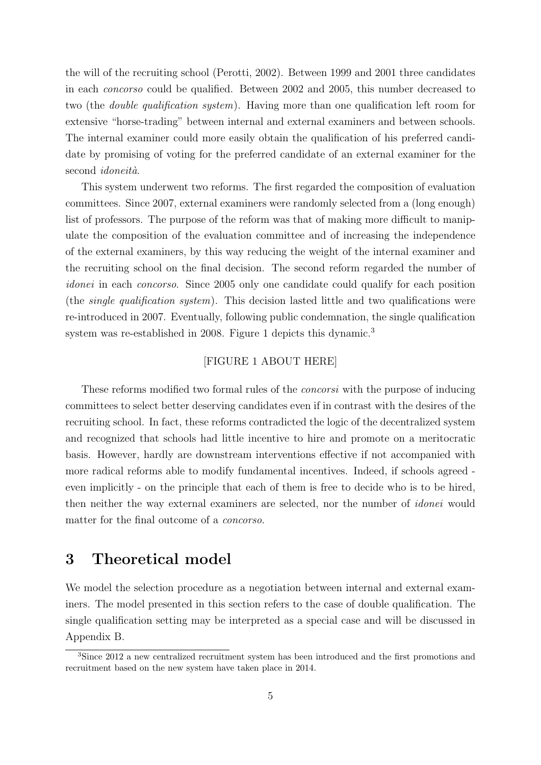the will of the recruiting school (Perotti, 2002). Between 1999 and 2001 three candidates in each *concorso* could be qualified. Between 2002 and 2005, this number decreased to two (the *double qualification system*). Having more than one qualification left room for extensive "horse-trading" between internal and external examiners and between schools. The internal examiner could more easily obtain the qualification of his preferred candidate by promising of voting for the preferred candidate of an external examiner for the second *idoneità*.

This system underwent two reforms. The first regarded the composition of evaluation committees. Since 2007, external examiners were randomly selected from a (long enough) list of professors. The purpose of the reform was that of making more difficult to manipulate the composition of the evaluation committee and of increasing the independence of the external examiners, by this way reducing the weight of the internal examiner and the recruiting school on the final decision. The second reform regarded the number of *idonei* in each *concorso*. Since 2005 only one candidate could qualify for each position (the *single qualification system*). This decision lasted little and two qualifications were re-introduced in 2007. Eventually, following public condemnation, the single qualification system was re-established in 2008. Figure 1 depicts this dynamic.[3]

[FIGURE 1 ABOUT HERE]

These reforms modified two formal rules of the *concorsi* with the purpose of inducing committees to select better deserving candidates even if in contrast with the desires of the recruiting school. In fact, these reforms contradicted the logic of the decentralized system and recognized that schools had little incentive to hire and promote on a meritocratic basis. However, hardly are downstream interventions effective if not accompanied with more radical reforms able to modify fundamental incentives. Indeed, if schools agreed - even implicitly - on the principle that each of them is free to decide who is to be hired, then neither the way external examiners are selected, nor the number of *idonei* would matter for the final outcome of a *concorso*.

# 3 Theoretical model

We model the selection procedure as a negotiation between internal and external examiners. The model presented in this section refers to the case of double qualification. The single qualification setting may be interpreted as a special case and will be discussed in Appendix B.

[3] Since 2012 a new centralized recruitment system has been introduced and the first promotions and recruitment based on the new system have taken place in 2014.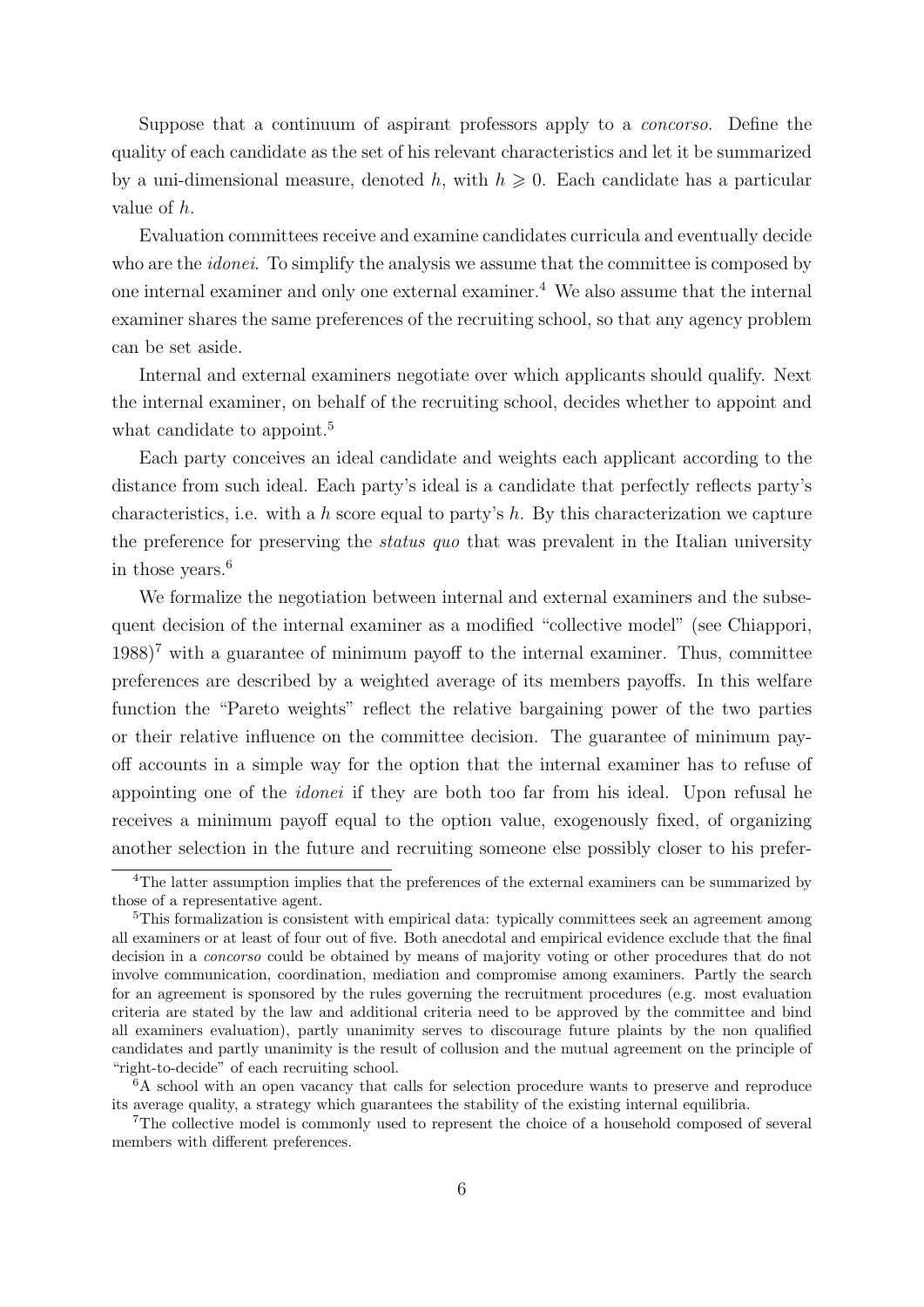Suppose that a continuum of aspirant professors apply to a *concorso*. Define the quality of each candidate as the set of his relevant characteristics and let it be summarized by a uni-dimensional measure, denoted $h$, with $h \geqslant 0$. Each candidate has a particular value of $h$.

Evaluation committees receive and examine candidates curricula and eventually decide who are the *idonei*. To simplify the analysis we assume that the committee is composed by one internal examiner and only one external examiner.[4] We also assume that the internal examiner shares the same preferences of the recruiting school, so that any agency problem can be set aside.

Internal and external examiners negotiate over which applicants should qualify. Next the internal examiner, on behalf of the recruiting school, decides whether to appoint and what candidate to appoint.[5]

Each party conceives an ideal candidate and weights each applicant according to the distance from such ideal. Each party's ideal is a candidate that perfectly reflects party's characteristics, i.e. with a $h$ score equal to party's $h$. By this characterization we capture the preference for preserving the *status quo* that was prevalent in the Italian university in those years.[6]

We formalize the negotiation between internal and external examiners and the subsequent decision of the internal examiner as a modified "collective model" (see Chiappori, 1988)[7] with a guarantee of minimum payoff to the internal examiner. Thus, committee preferences are described by a weighted average of its members payoffs. In this welfare function the "Pareto weights" reflect the relative bargaining power of the two parties or their relative influence on the committee decision. The guarantee of minimum payoff accounts in a simple way for the option that the internal examiner has to refuse of appointing one of the *idonei* if they are both too far from his ideal. Upon refusal he receives a minimum payoff equal to the option value, exogenously fixed, of organizing another selection in the future and recruiting someone else possibly closer to his prefer-

---

[4] The latter assumption implies that the preferences of the external examiners can be summarized by those of a representative agent.

[5] This formalization is consistent with empirical data: typically committees seek an agreement among all examiners or at least of four out of five. Both anecdotal and empirical evidence exclude that the final decision in a *concorso* could be obtained by means of majority voting or other procedures that do not involve communication, coordination, mediation and compromise among examiners. Partly the search for an agreement is sponsored by the rules governing the recruitment procedures (e.g. most evaluation criteria are stated by the law and additional criteria need to be approved by the committee and bind all examiners evaluation), partly unanimity serves to discourage future plaints by the non qualified candidates and partly unanimity is the result of collusion and the mutual agreement on the principle of "right-to-decide" of each recruiting school.

[6] A school with an open vacancy that calls for selection procedure wants to preserve and reproduce its average quality, a strategy which guarantees the stability of the existing internal equilibria.

[7] The collective model is commonly used to represent the choice of a household composed of several members with different preferences.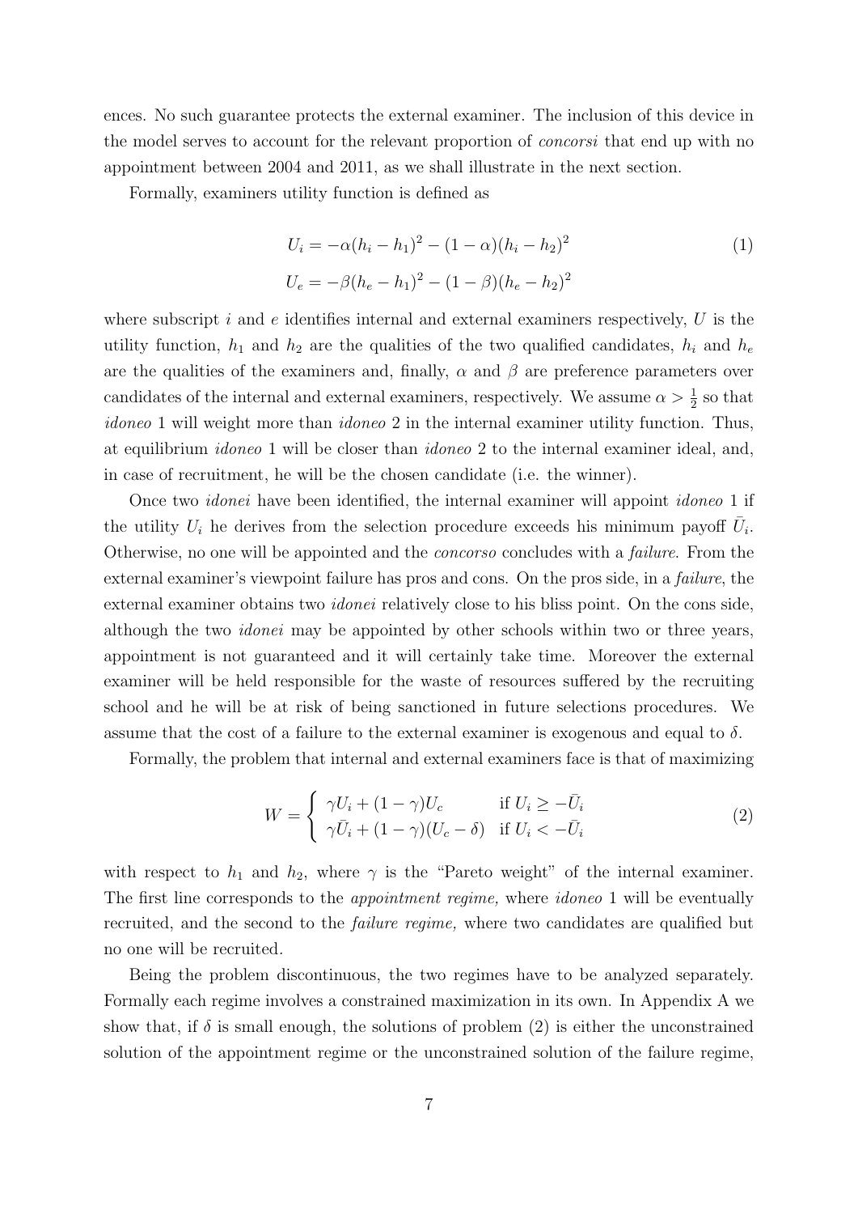ences. No such guarantee protects the external examiner. The inclusion of this device in the model serves to account for the relevant proportion of *concorsi* that end up with no appointment between 2004 and 2011, as we shall illustrate in the next section.

Formally, examiners utility function is defined as

$$
\begin{aligned}
U_i &= -\alpha(h_i - h_1)^2 - (1-\alpha)(h_i - h_2)^2 \\
U_e &= -\beta(h_e - h_1)^2 - (1-\beta)(h_e - h_2)^2
\end{aligned}
\tag{1}
$$

where subscript $i$ and $e$ identifies internal and external examiners respectively, $U$ is the utility function, $h_1$ and $h_2$ are the qualities of the two qualified candidates, $h_i$ and $h_e$ are the qualities of the examiners and, finally, $\alpha$ and $\beta$ are preference parameters over candidates of the internal and external examiners, respectively. We assume $\alpha > \frac{1}{2}$ so that *idoneo* 1 will weight more than *idoneo* 2 in the internal examiner utility function. Thus, at equilibrium *idoneo* 1 will be closer than *idoneo* 2 to the internal examiner ideal, and, in case of recruitment, he will be the chosen candidate (i.e. the winner).

Once two *idonei* have been identified, the internal examiner will appoint *idoneo* 1 if the utility $U_i$ he derives from the selection procedure exceeds his minimum payoff $\bar{U}_i$. Otherwise, no one will be appointed and the *concorso* concludes with a *failure*. From the external examiner's viewpoint failure has pros and cons. On the pros side, in a *failure*, the external examiner obtains two *idonei* relatively close to his bliss point. On the cons side, although the two *idonei* may be appointed by other schools within two or three years, appointment is not guaranteed and it will certainly take time. Moreover the external examiner will be held responsible for the waste of resources suffered by the recruiting school and he will be at risk of being sanctioned in future selections procedures. We assume that the cost of a failure to the external examiner is exogenous and equal to $\delta$.

Formally, the problem that internal and external examiners face is that of maximizing

$$
W = \begin{cases} \gamma U_i + (1-\gamma)U_c & \text{if } U_i \geq -\bar{U}_i \\ \gamma \bar{U}_i + (1-\gamma)(U_c - \delta) & \text{if } U_i < -\bar{U}_i \end{cases}
\tag{2}
$$

with respect to $h_1$ and $h_2$, where $\gamma$ is the "Pareto weight" of the internal examiner. The first line corresponds to the *appointment regime,* where *idoneo* 1 will be eventually recruited, and the second to the *failure regime,* where two candidates are qualified but no one will be recruited.

Being the problem discontinuous, the two regimes have to be analyzed separately. Formally each regime involves a constrained maximization in its own. In Appendix A we show that, if $\delta$ is small enough, the solutions of problem (2) is either the unconstrained solution of the appointment regime or the unconstrained solution of the failure regime,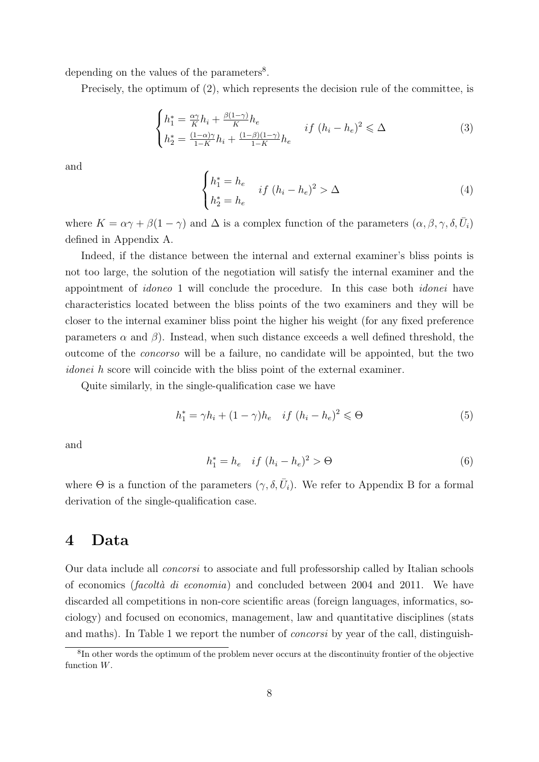depending on the values of the parameters[8].

Precisely, the optimum of (2), which represents the decision rule of the committee, is

$$
\begin{cases} h_1^* = \frac{\alpha\gamma}{K} h_i + \frac{\beta(1-\gamma)}{K} h_e \\ h_2^* = \frac{(1-\alpha)\gamma}{1-K} h_i + \frac{(1-\beta)(1-\gamma)}{1-K} h_e \end{cases} \quad if\ (h_i - h_e)^2 \leqslant \Delta \tag{3}
$$

and

$$
\begin{cases} h_1^* = h_e \\ h_2^* = h_e \end{cases} \quad if\ (h_i - h_e)^2 > \Delta \tag{4}
$$

where $K = \alpha\gamma + \beta(1-\gamma)$ and $\Delta$ is a complex function of the parameters $(\alpha, \beta, \gamma, \delta, \bar{U}_i)$ defined in Appendix A.

Indeed, if the distance between the internal and external examiner's bliss points is not too large, the solution of the negotiation will satisfy the internal examiner and the appointment of *idoneo* 1 will conclude the procedure. In this case both *idonei* have characteristics located between the bliss points of the two examiners and they will be closer to the internal examiner bliss point the higher his weight (for any fixed preference parameters $\alpha$ and $\beta$). Instead, when such distance exceeds a well defined threshold, the outcome of the *concorso* will be a failure, no candidate will be appointed, but the two *idonei* $h$ score will coincide with the bliss point of the external examiner.

Quite similarly, in the single-qualification case we have

$$
h_1^* = \gamma h_i + (1-\gamma) h_e \quad if\ (h_i - h_e)^2 \leqslant \Theta \tag{5}
$$

and

$$
h_1^* = h_e \quad if\ (h_i - h_e)^2 > \Theta \tag{6}
$$

where $\Theta$ is a function of the parameters $(\gamma, \delta, \bar{U}_i)$. We refer to Appendix B for a formal derivation of the single-qualification case.

# 4 Data

Our data include all *concorsi* to associate and full professorship called by Italian schools of economics (*facoltà di economia*) and concluded between 2004 and 2011. We have discarded all competitions in non-core scientific areas (foreign languages, informatics, sociology) and focused on economics, management, law and quantitative disciplines (stats and maths). In Table 1 we report the number of *concorsi* by year of the call, distinguish-

[8] In other words the optimum of the problem never occurs at the discontinuity frontier of the objective function $W$.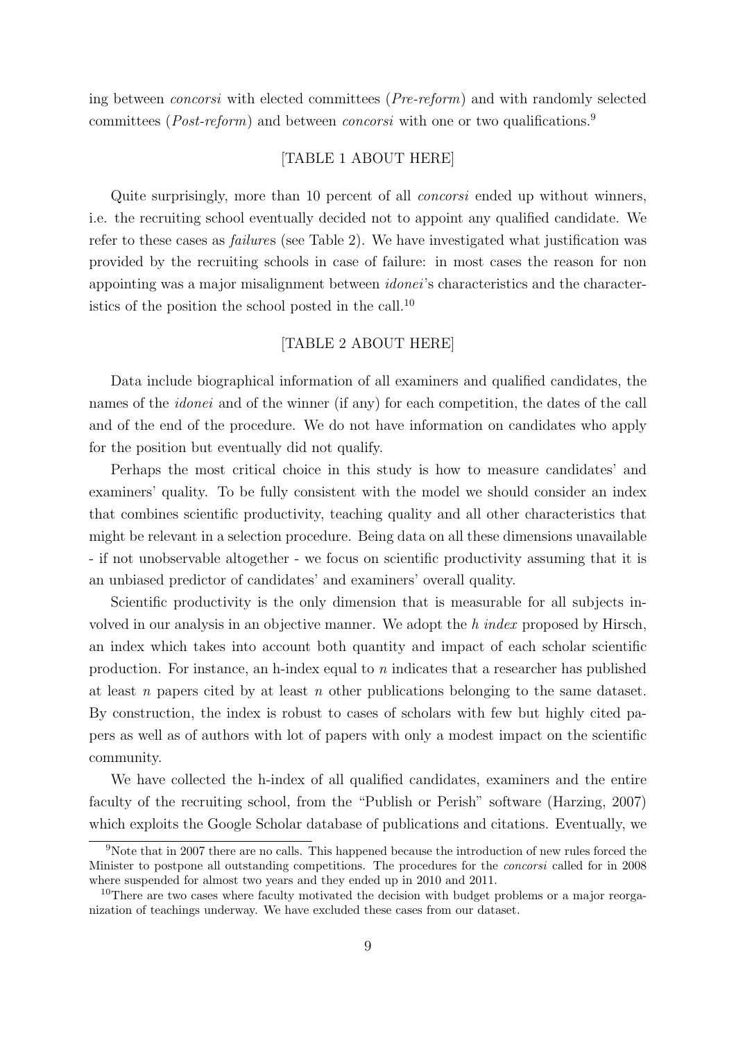ing between *concorsi* with elected committees (*Pre-reform*) and with randomly selected committees (*Post-reform*) and between *concorsi* with one or two qualifications.[9]

[TABLE 1 ABOUT HERE]

Quite surprisingly, more than 10 percent of all *concorsi* ended up without winners, i.e. the recruiting school eventually decided not to appoint any qualified candidate. We refer to these cases as *failure*s (see Table 2). We have investigated what justification was provided by the recruiting schools in case of failure: in most cases the reason for non appointing was a major misalignment between *idonei*'s characteristics and the characteristics of the position the school posted in the call.[10]

[TABLE 2 ABOUT HERE]

Data include biographical information of all examiners and qualified candidates, the names of the *idonei* and of the winner (if any) for each competition, the dates of the call and of the end of the procedure. We do not have information on candidates who apply for the position but eventually did not qualify.

Perhaps the most critical choice in this study is how to measure candidates' and examiners' quality. To be fully consistent with the model we should consider an index that combines scientific productivity, teaching quality and all other characteristics that might be relevant in a selection procedure. Being data on all these dimensions unavailable - if not unobservable altogether - we focus on scientific productivity assuming that it is an unbiased predictor of candidates' and examiners' overall quality.

Scientific productivity is the only dimension that is measurable for all subjects involved in our analysis in an objective manner. We adopt the *h index* proposed by Hirsch, an index which takes into account both quantity and impact of each scholar scientific production. For instance, an h-index equal to $n$ indicates that a researcher has published at least $n$ papers cited by at least $n$ other publications belonging to the same dataset. By construction, the index is robust to cases of scholars with few but highly cited papers as well as of authors with lot of papers with only a modest impact on the scientific community.

We have collected the h-index of all qualified candidates, examiners and the entire faculty of the recruiting school, from the "Publish or Perish" software (Harzing, 2007) which exploits the Google Scholar database of publications and citations. Eventually, we

[9] Note that in 2007 there are no calls. This happened because the introduction of new rules forced the Minister to postpone all outstanding competitions. The procedures for the *concorsi* called for in 2008 where suspended for almost two years and they ended up in 2010 and 2011.

[10] There are two cases where faculty motivated the decision with budget problems or a major reorganization of teachings underway. We have excluded these cases from our dataset.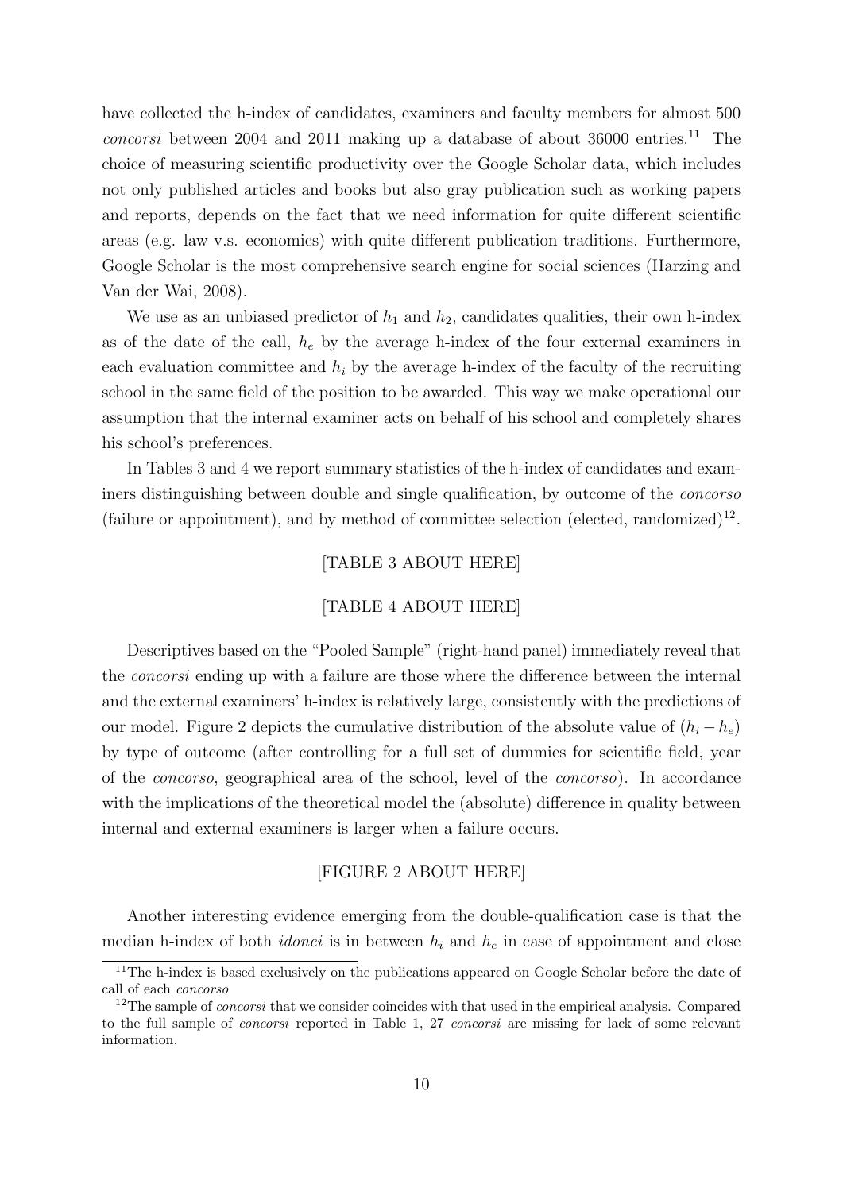have collected the h-index of candidates, examiners and faculty members for almost 500 *concorsi* between 2004 and 2011 making up a database of about 36000 entries.[11] The choice of measuring scientific productivity over the Google Scholar data, which includes not only published articles and books but also gray publication such as working papers and reports, depends on the fact that we need information for quite different scientific areas (e.g. law v.s. economics) with quite different publication traditions. Furthermore, Google Scholar is the most comprehensive search engine for social sciences (Harzing and Van der Wai, 2008).

We use as an unbiased predictor of $h_1$ and $h_2$, candidates qualities, their own h-index as of the date of the call, $h_e$ by the average h-index of the four external examiners in each evaluation committee and $h_i$ by the average h-index of the faculty of the recruiting school in the same field of the position to be awarded. This way we make operational our assumption that the internal examiner acts on behalf of his school and completely shares his school's preferences.

In Tables 3 and 4 we report summary statistics of the h-index of candidates and examiners distinguishing between double and single qualification, by outcome of the *concorso* (failure or appointment), and by method of committee selection (elected, randomized)[12].

[TABLE 3 ABOUT HERE]

[TABLE 4 ABOUT HERE]

Descriptives based on the "Pooled Sample" (right-hand panel) immediately reveal that the *concorsi* ending up with a failure are those where the difference between the internal and the external examiners' h-index is relatively large, consistently with the predictions of our model. Figure 2 depicts the cumulative distribution of the absolute value of $(h_i - h_e)$ by type of outcome (after controlling for a full set of dummies for scientific field, year of the *concorso*, geographical area of the school, level of the *concorso*). In accordance with the implications of the theoretical model the (absolute) difference in quality between internal and external examiners is larger when a failure occurs.

[FIGURE 2 ABOUT HERE]

Another interesting evidence emerging from the double-qualification case is that the median h-index of both *idonei* is in between $h_i$ and $h_e$ in case of appointment and close

---

[11] The h-index is based exclusively on the publications appeared on Google Scholar before the date of call of each *concorso*

[12] The sample of *concorsi* that we consider coincides with that used in the empirical analysis. Compared to the full sample of *concorsi* reported in Table 1, 27 *concorsi* are missing for lack of some relevant information.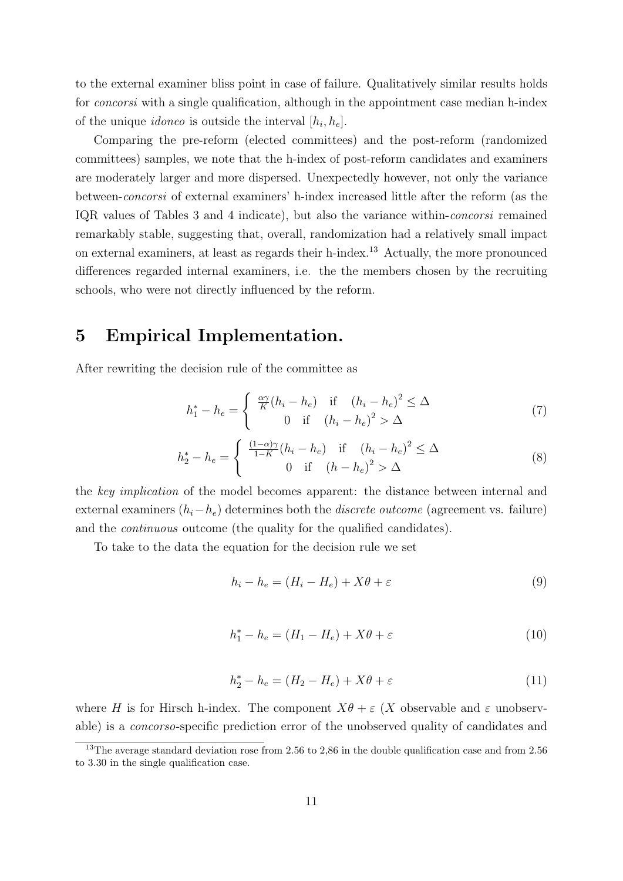to the external examiner bliss point in case of failure. Qualitatively similar results holds for *concorsi* with a single qualification, although in the appointment case median h-index of the unique *idoneo* is outside the interval $[h_i, h_e]$.

Comparing the pre-reform (elected committees) and the post-reform (randomized committees) samples, we note that the h-index of post-reform candidates and examiners are moderately larger and more dispersed. Unexpectedly however, not only the variance between-*concorsi* of external examiners' h-index increased little after the reform (as the IQR values of Tables 3 and 4 indicate), but also the variance within-*concorsi* remained remarkably stable, suggesting that, overall, randomization had a relatively small impact on external examiners, at least as regards their h-index.[13] Actually, the more pronounced differences regarded internal examiners, i.e. the the members chosen by the recruiting schools, who were not directly influenced by the reform.

# 5 Empirical Implementation.

After rewriting the decision rule of the committee as

$$h_1^* - h_e = \begin{cases} \frac{\alpha\gamma}{K}(h_i - h_e) & \text{if} \quad (h_i - h_e)^2 \leq \Delta \\ 0 & \text{if} \quad (h_i - h_e)^2 > \Delta \end{cases} \tag{7}$$

$$h_2^* - h_e = \begin{cases} \frac{(1-\alpha)\gamma}{1-K}(h_i - h_e) & \text{if} \quad (h_i - h_e)^2 \leq \Delta \\ 0 & \text{if} \quad (h - h_e)^2 > \Delta \end{cases} \tag{8}$$

the *key implication* of the model becomes apparent: the distance between internal and external examiners $(h_i - h_e)$ determines both the *discrete outcome* (agreement vs. failure) and the *continuous* outcome (the quality for the qualified candidates).

To take to the data the equation for the decision rule we set

$$h_i - h_e = (H_i - H_e) + X\theta + \varepsilon \tag{9}$$

$$h_1^* - h_e = (H_1 - H_e) + X\theta + \varepsilon \tag{10}$$

$$h_2^* - h_e = (H_2 - H_e) + X\theta + \varepsilon \tag{11}$$

where $H$ is for Hirsch h-index. The component $X\theta + \varepsilon$ ($X$ observable and $\varepsilon$ unobservable) is a *concorso*-specific prediction error of the unobserved quality of candidates and

[13] The average standard deviation rose from 2.56 to 2,86 in the double qualification case and from 2.56 to 3.30 in the single qualification case.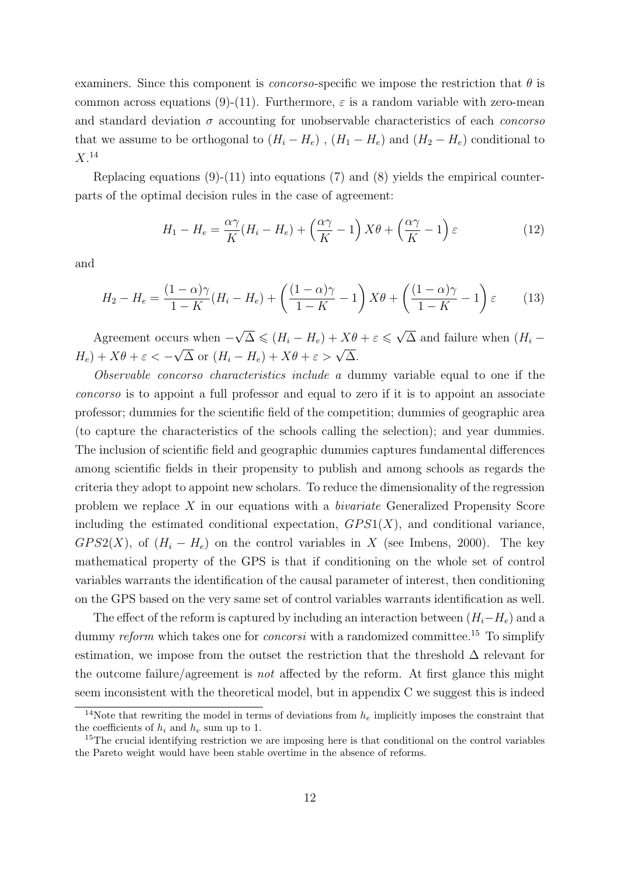examiners. Since this component is *concorso*-specific we impose the restriction that $\theta$ is common across equations (9)-(11). Furthermore, $\varepsilon$ is a random variable with zero-mean and standard deviation $\sigma$ accounting for unobservable characteristics of each *concorso* that we assume to be orthogonal to $(H_i - H_e)$ , $(H_1 - H_e)$ and $(H_2 - H_e)$ conditional to $X$.[14]

Replacing equations (9)-(11) into equations (7) and (8) yields the empirical counterparts of the optimal decision rules in the case of agreement:

$$H_1 - H_e = \frac{\alpha\gamma}{K}(H_i - H_e) + \left(\frac{\alpha\gamma}{K} - 1\right) X\theta + \left(\frac{\alpha\gamma}{K} - 1\right)\varepsilon \tag{12}$$

and

$$H_2 - H_e = \frac{(1-\alpha)\gamma}{1-K}(H_i - H_e) + \left(\frac{(1-\alpha)\gamma}{1-K} - 1\right) X\theta + \left(\frac{(1-\alpha)\gamma}{1-K} - 1\right)\varepsilon \tag{13}$$

Agreement occurs when $-\sqrt{\Delta} \leqslant (H_i - H_e) + X\theta + \varepsilon \leqslant \sqrt{\Delta}$ and failure when $(H_i - H_e) + X\theta + \varepsilon < -\sqrt{\Delta}$ or $(H_i - H_e) + X\theta + \varepsilon > \sqrt{\Delta}$.

*Observable concorso characteristics include a* dummy variable equal to one if the *concorso* is to appoint a full professor and equal to zero if it is to appoint an associate professor; dummies for the scientific field of the competition; dummies of geographic area (to capture the characteristics of the schools calling the selection); and year dummies. The inclusion of scientific field and geographic dummies captures fundamental differences among scientific fields in their propensity to publish and among schools as regards the criteria they adopt to appoint new scholars. To reduce the dimensionality of the regression problem we replace $X$ in our equations with a *bivariate* Generalized Propensity Score including the estimated conditional expectation, $GPS1(X)$, and conditional variance, $GPS2(X)$, of $(H_i - H_e)$ on the control variables in $X$ (see Imbens, 2000). The key mathematical property of the GPS is that if conditioning on the whole set of control variables warrants the identification of the causal parameter of interest, then conditioning on the GPS based on the very same set of control variables warrants identification as well.

The effect of the reform is captured by including an interaction between $(H_i - H_e)$ and a dummy *reform* which takes one for *concorsi* with a randomized committee.[15] To simplify estimation, we impose from the outset the restriction that the threshold $\Delta$ relevant for the outcome failure/agreement is *not* affected by the reform. At first glance this might seem inconsistent with the theoretical model, but in appendix C we suggest this is indeed

[14] Note that rewriting the model in terms of deviations from $h_e$ implicitly imposes the constraint that the coefficients of $h_i$ and $h_e$ sum up to 1.

[15] The crucial identifying restriction we are imposing here is that conditional on the control variables the Pareto weight would have been stable overtime in the absence of reforms.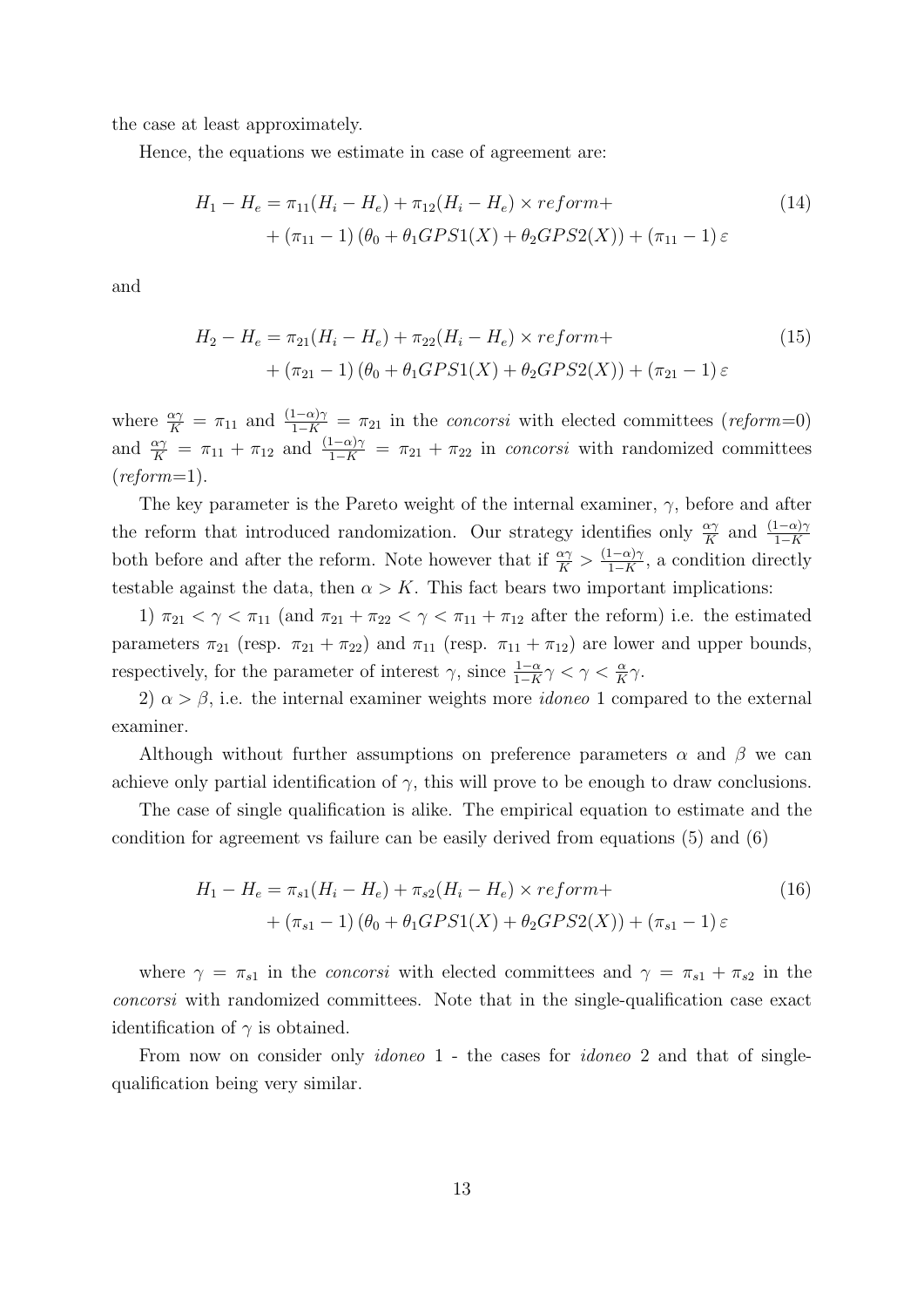the case at least approximately.

Hence, the equations we estimate in case of agreement are:

$$
\begin{aligned}
H_1 - H_e = \pi_{11}(H_i - H_e) + \pi_{12}(H_i - H_e) \times reform + \\
+ (\pi_{11} - 1)\left(\theta_0 + \theta_1 GPS1(X) + \theta_2 GPS2(X)\right) + (\pi_{11} - 1)\,\varepsilon
\end{aligned}
\tag{14}
$$

and

$$
\begin{aligned}
H_2 - H_e = \pi_{21}(H_i - H_e) + \pi_{22}(H_i - H_e) \times reform + \\
+ (\pi_{21} - 1)\left(\theta_0 + \theta_1 GPS1(X) + \theta_2 GPS2(X)\right) + (\pi_{21} - 1)\,\varepsilon
\end{aligned}
\tag{15}
$$

where $\frac{\alpha\gamma}{K} = \pi_{11}$ and $\frac{(1-\alpha)\gamma}{1-K} = \pi_{21}$ in the *concorsi* with elected committees (*reform*=0) and $\frac{\alpha\gamma}{K} = \pi_{11} + \pi_{12}$ and $\frac{(1-\alpha)\gamma}{1-K} = \pi_{21} + \pi_{22}$ in *concorsi* with randomized committees (*reform*=1).

The key parameter is the Pareto weight of the internal examiner, $\gamma$, before and after the reform that introduced randomization. Our strategy identifies only $\frac{\alpha\gamma}{K}$ and $\frac{(1-\alpha)\gamma}{1-K}$ both before and after the reform. Note however that if $\frac{\alpha\gamma}{K} > \frac{(1-\alpha)\gamma}{1-K}$, a condition directly testable against the data, then $\alpha > K$. This fact bears two important implications:

1) $\pi_{21} < \gamma < \pi_{11}$ (and $\pi_{21} + \pi_{22} < \gamma < \pi_{11} + \pi_{12}$ after the reform) i.e. the estimated parameters $\pi_{21}$ (resp. $\pi_{21} + \pi_{22}$) and $\pi_{11}$ (resp. $\pi_{11} + \pi_{12}$) are lower and upper bounds, respectively, for the parameter of interest $\gamma$, since $\frac{1-\alpha}{1-K}\gamma < \gamma < \frac{\alpha}{K}\gamma$.

2) $\alpha > \beta$, i.e. the internal examiner weights more *idoneo* 1 compared to the external examiner.

Although without further assumptions on preference parameters $\alpha$ and $\beta$ we can achieve only partial identification of $\gamma$, this will prove to be enough to draw conclusions.

The case of single qualification is alike. The empirical equation to estimate and the condition for agreement vs failure can be easily derived from equations (5) and (6)

$$
\begin{aligned}
H_1 - H_e = \pi_{s1}(H_i - H_e) + \pi_{s2}(H_i - H_e) \times reform + \\
+ (\pi_{s1} - 1)\left(\theta_0 + \theta_1 GPS1(X) + \theta_2 GPS2(X)\right) + (\pi_{s1} - 1)\,\varepsilon
\end{aligned}
\tag{16}
$$

where $\gamma = \pi_{s1}$ in the *concorsi* with elected committees and $\gamma = \pi_{s1} + \pi_{s2}$ in the *concorsi* with randomized committees. Note that in the single-qualification case exact identification of $\gamma$ is obtained.

From now on consider only *idoneo* 1 - the cases for *idoneo* 2 and that of single-qualification being very similar.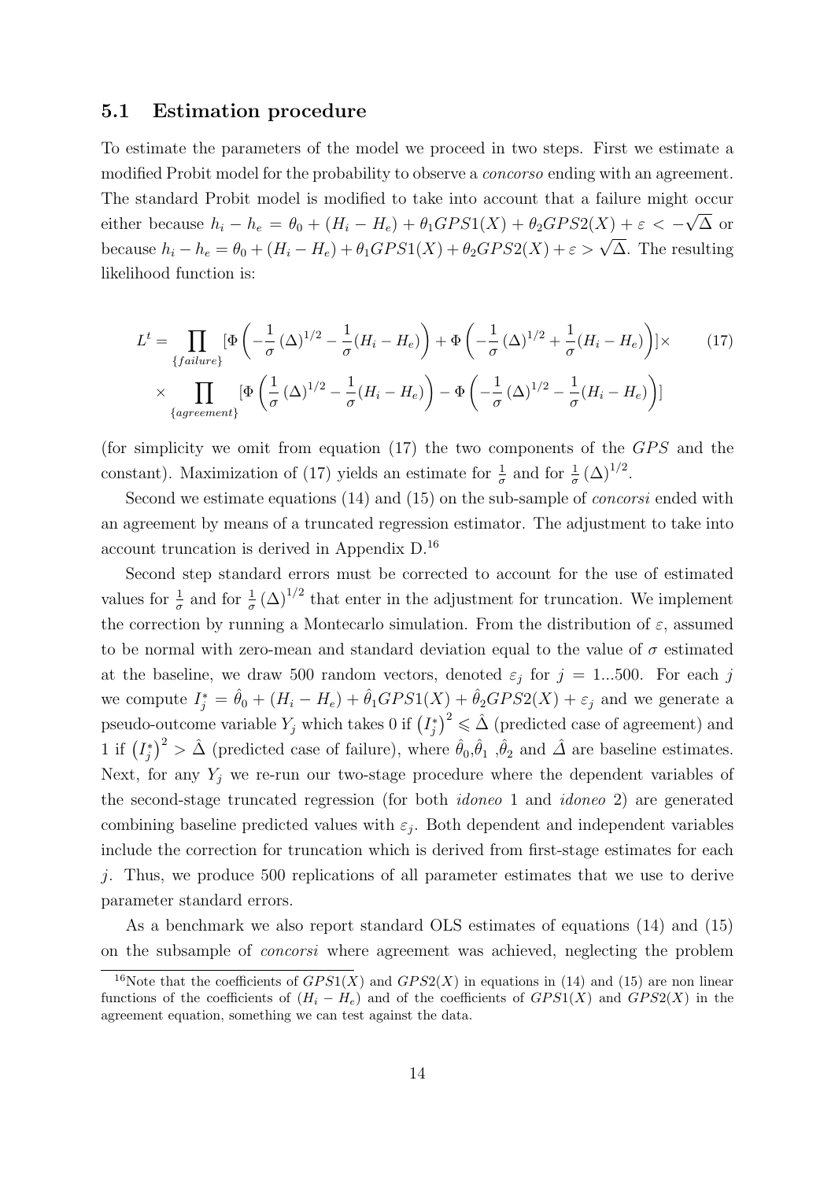### 5.1 Estimation procedure

To estimate the parameters of the model we proceed in two steps. First we estimate a modified Probit model for the probability to observe a *concorso* ending with an agreement. The standard Probit model is modified to take into account that a failure might occur either because $h_i - h_e = \theta_0 + (H_i - H_e) + \theta_1 GPS1(X) + \theta_2 GPS2(X) + \varepsilon < -\sqrt{\Delta}$ or because $h_i - h_e = \theta_0 + (H_i - H_e) + \theta_1 GPS1(X) + \theta_2 GPS2(X) + \varepsilon > \sqrt{\Delta}$. The resulting likelihood function is:

$$L^t = \prod_{\{failure\}} [\Phi\left(-\frac{1}{\sigma}(\Delta)^{1/2} - \frac{1}{\sigma}(H_i - H_e)\right) + \Phi\left(-\frac{1}{\sigma}(\Delta)^{1/2} + \frac{1}{\sigma}(H_i - H_e)\right)] \times \\ \times \prod_{\{agreement\}} [\Phi\left(\frac{1}{\sigma}(\Delta)^{1/2} - \frac{1}{\sigma}(H_i - H_e)\right) - \Phi\left(-\frac{1}{\sigma}(\Delta)^{1/2} - \frac{1}{\sigma}(H_i - H_e)\right)] \tag{17}$$

(for simplicity we omit from equation (17) the two components of the $GPS$ and the constant). Maximization of (17) yields an estimate for $\frac{1}{\sigma}$ and for $\frac{1}{\sigma}(\Delta)^{1/2}$.

Second we estimate equations (14) and (15) on the sub-sample of *concorsi* ended with an agreement by means of a truncated regression estimator. The adjustment to take into account truncation is derived in Appendix D.[16]

Second step standard errors must be corrected to account for the use of estimated values for $\frac{1}{\sigma}$ and for $\frac{1}{\sigma}(\Delta)^{1/2}$ that enter in the adjustment for truncation. We implement the correction by running a Montecarlo simulation. From the distribution of $\varepsilon$, assumed to be normal with zero-mean and standard deviation equal to the value of $\sigma$ estimated at the baseline, we draw 500 random vectors, denoted $\varepsilon_j$ for $j = 1...500$. For each $j$ we compute $I_j^* = \hat{\theta}_0 + (H_i - H_e) + \hat{\theta}_1 GPS1(X) + \hat{\theta}_2 GPS2(X) + \varepsilon_j$ and we generate a pseudo-outcome variable $Y_j$ which takes 0 if $\left(I_j^*\right)^2 \leqslant \hat{\Delta}$ (predicted case of agreement) and 1 if $\left(I_j^*\right)^2 > \hat{\Delta}$ (predicted case of failure), where $\hat{\theta}_0$,$\hat{\theta}_1$ ,$\hat{\theta}_2$ and $\hat{\Delta}$ are baseline estimates. Next, for any $Y_j$ we re-run our two-stage procedure where the dependent variables of the second-stage truncated regression (for both *idoneo* 1 and *idoneo* 2) are generated combining baseline predicted values with $\varepsilon_j$. Both dependent and independent variables include the correction for truncation which is derived from first-stage estimates for each $j$. Thus, we produce 500 replications of all parameter estimates that we use to derive parameter standard errors.

As a benchmark we also report standard OLS estimates of equations (14) and (15) on the subsample of *concorsi* where agreement was achieved, neglecting the problem

[16]Note that the coefficients of $GPS1(X)$ and $GPS2(X)$ in equations in (14) and (15) are non linear functions of the coefficients of $(H_i - H_e)$ and of the coefficients of $GPS1(X)$ and $GPS2(X)$ in the agreement equation, something we can test against the data.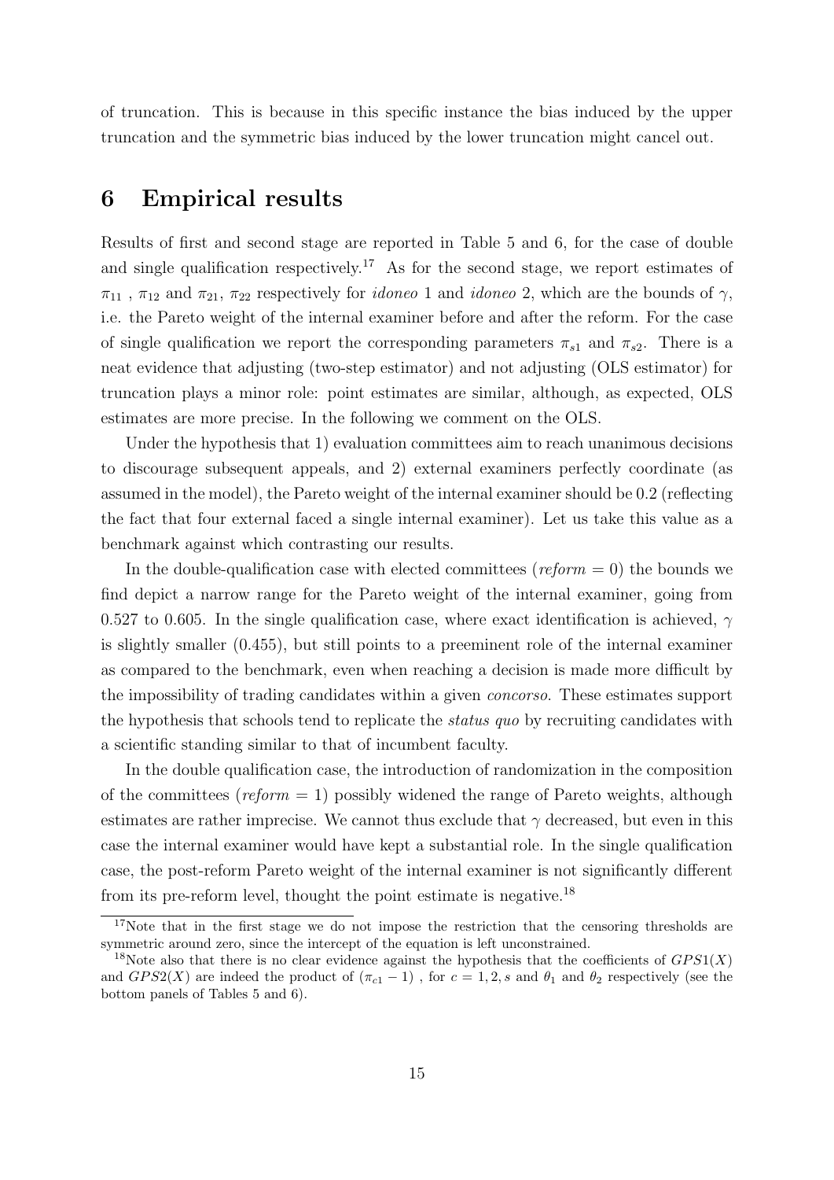of truncation. This is because in this specific instance the bias induced by the upper truncation and the symmetric bias induced by the lower truncation might cancel out.

# 6 Empirical results

Results of first and second stage are reported in Table 5 and 6, for the case of double and single qualification respectively.[17] As for the second stage, we report estimates of $\pi_{11}$ , $\pi_{12}$ and $\pi_{21}$, $\pi_{22}$ respectively for *idoneo* 1 and *idoneo* 2, which are the bounds of $\gamma$, i.e. the Pareto weight of the internal examiner before and after the reform. For the case of single qualification we report the corresponding parameters $\pi_{s1}$ and $\pi_{s2}$. There is a neat evidence that adjusting (two-step estimator) and not adjusting (OLS estimator) for truncation plays a minor role: point estimates are similar, although, as expected, OLS estimates are more precise. In the following we comment on the OLS.

Under the hypothesis that 1) evaluation committees aim to reach unanimous decisions to discourage subsequent appeals, and 2) external examiners perfectly coordinate (as assumed in the model), the Pareto weight of the internal examiner should be 0.2 (reflecting the fact that four external faced a single internal examiner). Let us take this value as a benchmark against which contrasting our results.

In the double-qualification case with elected committees (*reform* = 0) the bounds we find depict a narrow range for the Pareto weight of the internal examiner, going from 0.527 to 0.605. In the single qualification case, where exact identification is achieved, $\gamma$ is slightly smaller (0.455), but still points to a preeminent role of the internal examiner as compared to the benchmark, even when reaching a decision is made more difficult by the impossibility of trading candidates within a given *concorso*. These estimates support the hypothesis that schools tend to replicate the *status quo* by recruiting candidates with a scientific standing similar to that of incumbent faculty.

In the double qualification case, the introduction of randomization in the composition of the committees (*reform* = 1) possibly widened the range of Pareto weights, although estimates are rather imprecise. We cannot thus exclude that $\gamma$ decreased, but even in this case the internal examiner would have kept a substantial role. In the single qualification case, the post-reform Pareto weight of the internal examiner is not significantly different from its pre-reform level, thought the point estimate is negative.[18]

[17] Note that in the first stage we do not impose the restriction that the censoring thresholds are symmetric around zero, since the intercept of the equation is left unconstrained.

[18] Note also that there is no clear evidence against the hypothesis that the coefficients of $GPS1(X)$ and $GPS2(X)$ are indeed the product of $(\pi_{c1} - 1)$ , for $c = 1, 2, s$ and $\theta_1$ and $\theta_2$ respectively (see the bottom panels of Tables 5 and 6).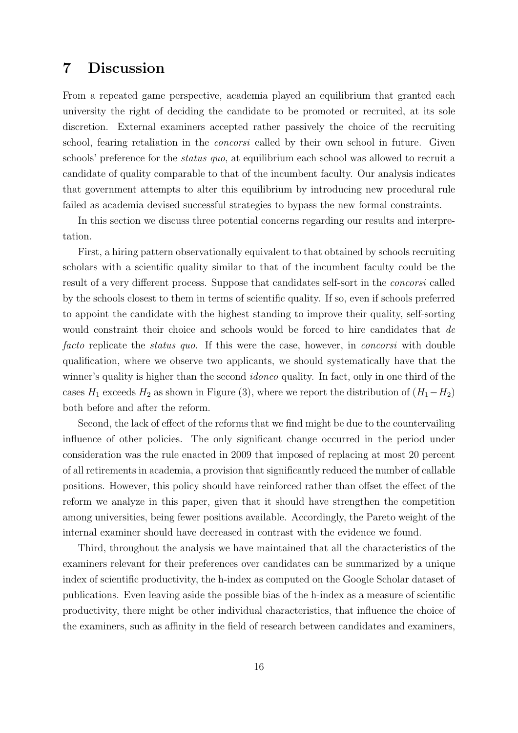## 7 Discussion

From a repeated game perspective, academia played an equilibrium that granted each university the right of deciding the candidate to be promoted or recruited, at its sole discretion. External examiners accepted rather passively the choice of the recruiting school, fearing retaliation in the *concorsi* called by their own school in future. Given schools' preference for the *status quo*, at equilibrium each school was allowed to recruit a candidate of quality comparable to that of the incumbent faculty. Our analysis indicates that government attempts to alter this equilibrium by introducing new procedural rule failed as academia devised successful strategies to bypass the new formal constraints.

In this section we discuss three potential concerns regarding our results and interpretation.

First, a hiring pattern observationally equivalent to that obtained by schools recruiting scholars with a scientific quality similar to that of the incumbent faculty could be the result of a very different process. Suppose that candidates self-sort in the *concorsi* called by the schools closest to them in terms of scientific quality. If so, even if schools preferred to appoint the candidate with the highest standing to improve their quality, self-sorting would constraint their choice and schools would be forced to hire candidates that *de facto* replicate the *status quo*. If this were the case, however, in *concorsi* with double qualification, where we observe two applicants, we should systematically have that the winner's quality is higher than the second *idoneo* quality. In fact, only in one third of the cases $H_1$ exceeds $H_2$ as shown in Figure (3), where we report the distribution of $(H_1 - H_2)$ both before and after the reform.

Second, the lack of effect of the reforms that we find might be due to the countervailing influence of other policies. The only significant change occurred in the period under consideration was the rule enacted in 2009 that imposed of replacing at most 20 percent of all retirements in academia, a provision that significantly reduced the number of callable positions. However, this policy should have reinforced rather than offset the effect of the reform we analyze in this paper, given that it should have strengthen the competition among universities, being fewer positions available. Accordingly, the Pareto weight of the internal examiner should have decreased in contrast with the evidence we found.

Third, throughout the analysis we have maintained that all the characteristics of the examiners relevant for their preferences over candidates can be summarized by a unique index of scientific productivity, the h-index as computed on the Google Scholar dataset of publications. Even leaving aside the possible bias of the h-index as a measure of scientific productivity, there might be other individual characteristics, that influence the choice of the examiners, such as affinity in the field of research between candidates and examiners,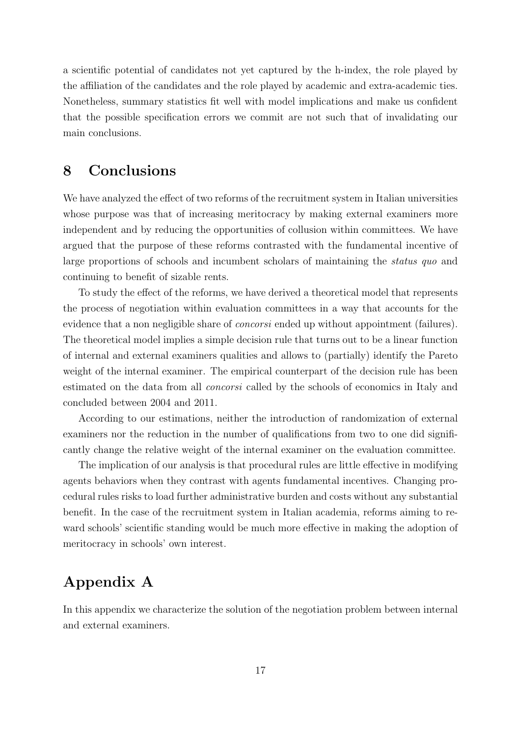a scientific potential of candidates not yet captured by the h-index, the role played by the affiliation of the candidates and the role played by academic and extra-academic ties. Nonetheless, summary statistics fit well with model implications and make us confident that the possible specification errors we commit are not such that of invalidating our main conclusions.

## 8 Conclusions

We have analyzed the effect of two reforms of the recruitment system in Italian universities whose purpose was that of increasing meritocracy by making external examiners more independent and by reducing the opportunities of collusion within committees. We have argued that the purpose of these reforms contrasted with the fundamental incentive of large proportions of schools and incumbent scholars of maintaining the *status quo* and continuing to benefit of sizable rents.

To study the effect of the reforms, we have derived a theoretical model that represents the process of negotiation within evaluation committees in a way that accounts for the evidence that a non negligible share of *concorsi* ended up without appointment (failures). The theoretical model implies a simple decision rule that turns out to be a linear function of internal and external examiners qualities and allows to (partially) identify the Pareto weight of the internal examiner. The empirical counterpart of the decision rule has been estimated on the data from all *concorsi* called by the schools of economics in Italy and concluded between 2004 and 2011.

According to our estimations, neither the introduction of randomization of external examiners nor the reduction in the number of qualifications from two to one did significantly change the relative weight of the internal examiner on the evaluation committee.

The implication of our analysis is that procedural rules are little effective in modifying agents behaviors when they contrast with agents fundamental incentives. Changing procedural rules risks to load further administrative burden and costs without any substantial benefit. In the case of the recruitment system in Italian academia, reforms aiming to reward schools' scientific standing would be much more effective in making the adoption of meritocracy in schools' own interest.

## Appendix A

In this appendix we characterize the solution of the negotiation problem between internal and external examiners.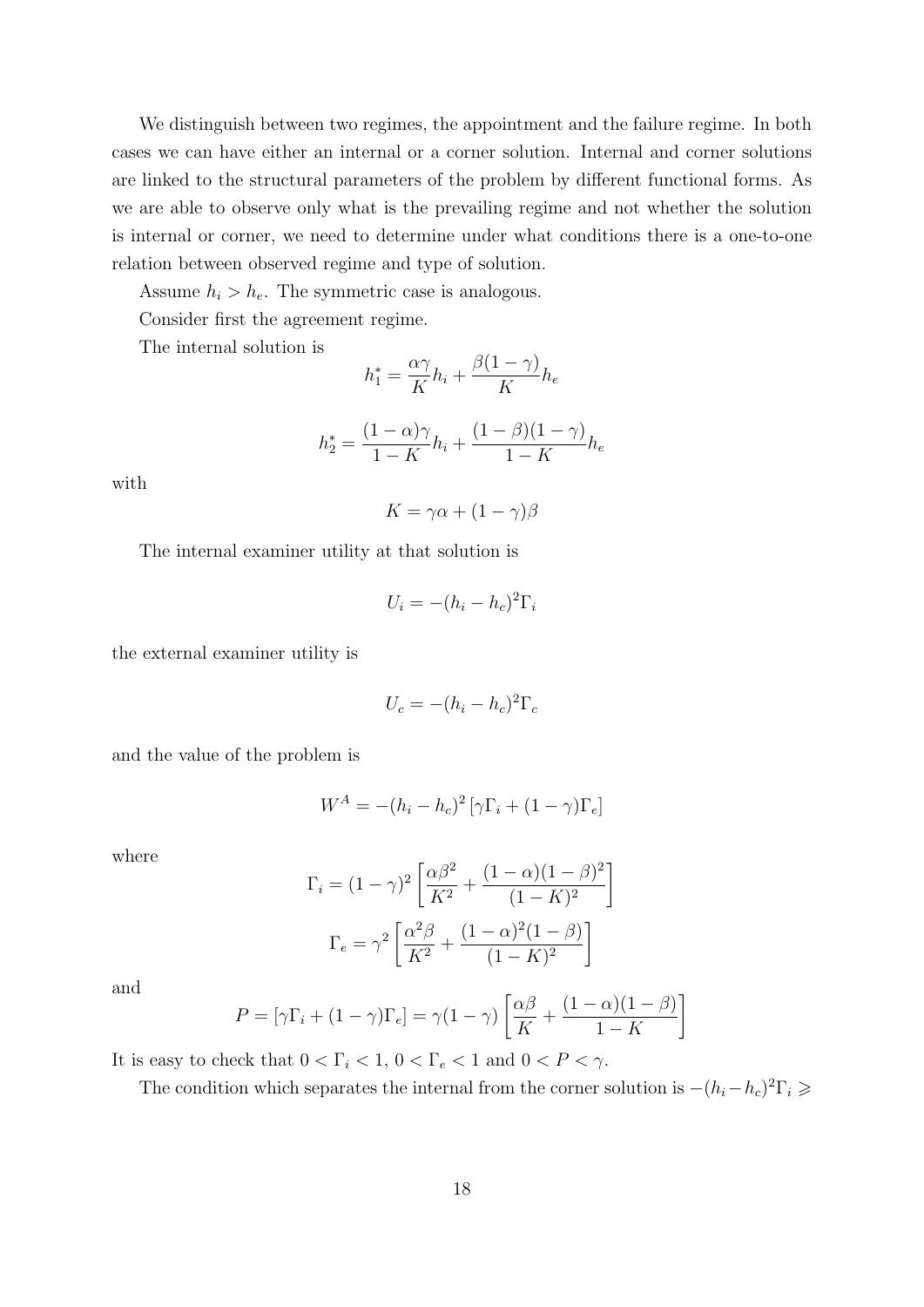We distinguish between two regimes, the appointment and the failure regime. In both cases we can have either an internal or a corner solution. Internal and corner solutions are linked to the structural parameters of the problem by different functional forms. As we are able to observe only what is the prevailing regime and not whether the solution is internal or corner, we need to determine under what conditions there is a one-to-one relation between observed regime and type of solution.

Assume $h_i > h_e$. The symmetric case is analogous.

Consider first the agreement regime.

The internal solution is

$$h_1^* = \frac{\alpha\gamma}{K}h_i + \frac{\beta(1-\gamma)}{K}h_e$$

$$h_2^* = \frac{(1-\alpha)\gamma}{1-K}h_i + \frac{(1-\beta)(1-\gamma)}{1-K}h_e$$

with

$$K = \gamma\alpha + (1-\gamma)\beta$$

The internal examiner utility at that solution is

$$U_i = -(h_i - h_c)^2\Gamma_i$$

the external examiner utility is

$$U_c = -(h_i - h_c)^2\Gamma_c$$

and the value of the problem is

$$W^A = -(h_i - h_c)^2\left[\gamma\Gamma_i + (1-\gamma)\Gamma_e\right]$$

where

$$\Gamma_i = (1-\gamma)^2\left[\frac{\alpha\beta^2}{K^2} + \frac{(1-\alpha)(1-\beta)^2}{(1-K)^2}\right]$$

$$\Gamma_e = \gamma^2\left[\frac{\alpha^2\beta}{K^2} + \frac{(1-\alpha)^2(1-\beta)}{(1-K)^2}\right]$$

and

$$P = \left[\gamma\Gamma_i + (1-\gamma)\Gamma_e\right] = \gamma(1-\gamma)\left[\frac{\alpha\beta}{K} + \frac{(1-\alpha)(1-\beta)}{1-K}\right]$$

It is easy to check that $0 < \Gamma_i < 1$, $0 < \Gamma_e < 1$ and $0 < P < \gamma$.

The condition which separates the internal from the corner solution is $-(h_i - h_c)^2\Gamma_i \geqslant$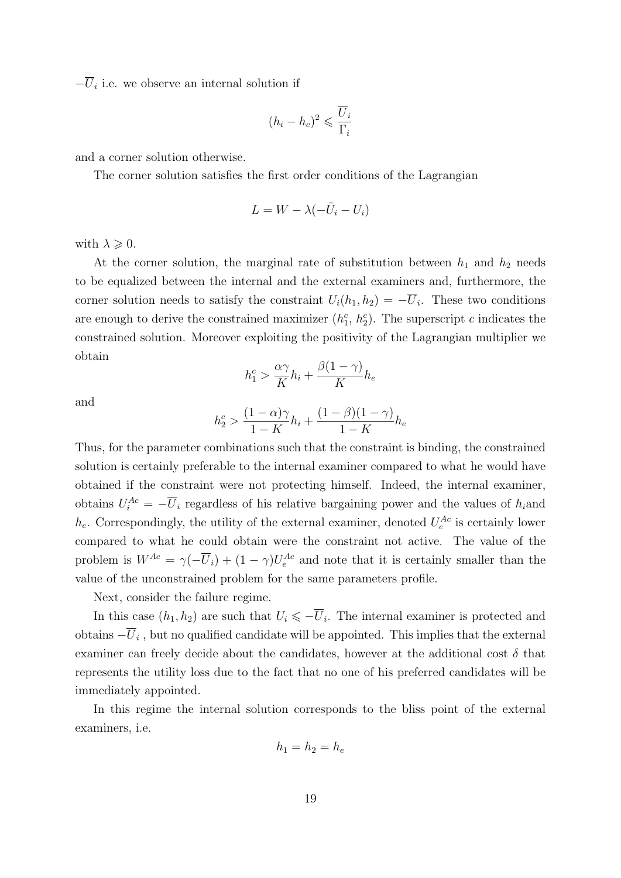$-\overline{U}_i$ i.e. we observe an internal solution if

$$(h_i - h_c)^2 \leqslant \frac{\overline{U}_i}{\Gamma_i}$$

and a corner solution otherwise.

The corner solution satisfies the first order conditions of the Lagrangian

$$L = W - \lambda(-\bar{U}_i - U_i)$$

with $\lambda \geqslant 0$.

At the corner solution, the marginal rate of substitution between $h_1$ and $h_2$ needs to be equalized between the internal and the external examiners and, furthermore, the corner solution needs to satisfy the constraint $U_i(h_1, h_2) = -\overline{U}_i$. These two conditions are enough to derive the constrained maximizer $(h_1^c, h_2^c)$. The superscript $c$ indicates the constrained solution. Moreover exploiting the positivity of the Lagrangian multiplier we obtain

$$h_1^c > \frac{\alpha\gamma}{K}h_i + \frac{\beta(1-\gamma)}{K}h_e$$

and

$$h_2^c > \frac{(1-\alpha)\gamma}{1-K}h_i + \frac{(1-\beta)(1-\gamma)}{1-K}h_e$$

Thus, for the parameter combinations such that the constraint is binding, the constrained solution is certainly preferable to the internal examiner compared to what he would have obtained if the constraint were not protecting himself. Indeed, the internal examiner, obtains $U_i^{Ac} = -\overline{U}_i$ regardless of his relative bargaining power and the values of $h_i$and $h_e$. Correspondingly, the utility of the external examiner, denoted $U_e^{Ac}$ is certainly lower compared to what he could obtain were the constraint not active. The value of the problem is $W^{Ac} = \gamma(-\overline{U}_i) + (1-\gamma)U_e^{Ac}$ and note that it is certainly smaller than the value of the unconstrained problem for the same parameters profile.

Next, consider the failure regime.

In this case $(h_1, h_2)$ are such that $U_i \leqslant -\overline{U}_i$. The internal examiner is protected and obtains $-\overline{U}_i$ , but no qualified candidate will be appointed. This implies that the external examiner can freely decide about the candidates, however at the additional cost $\delta$ that represents the utility loss due to the fact that no one of his preferred candidates will be immediately appointed.

In this regime the internal solution corresponds to the bliss point of the external examiners, i.e.

$$h_1 = h_2 = h_e$$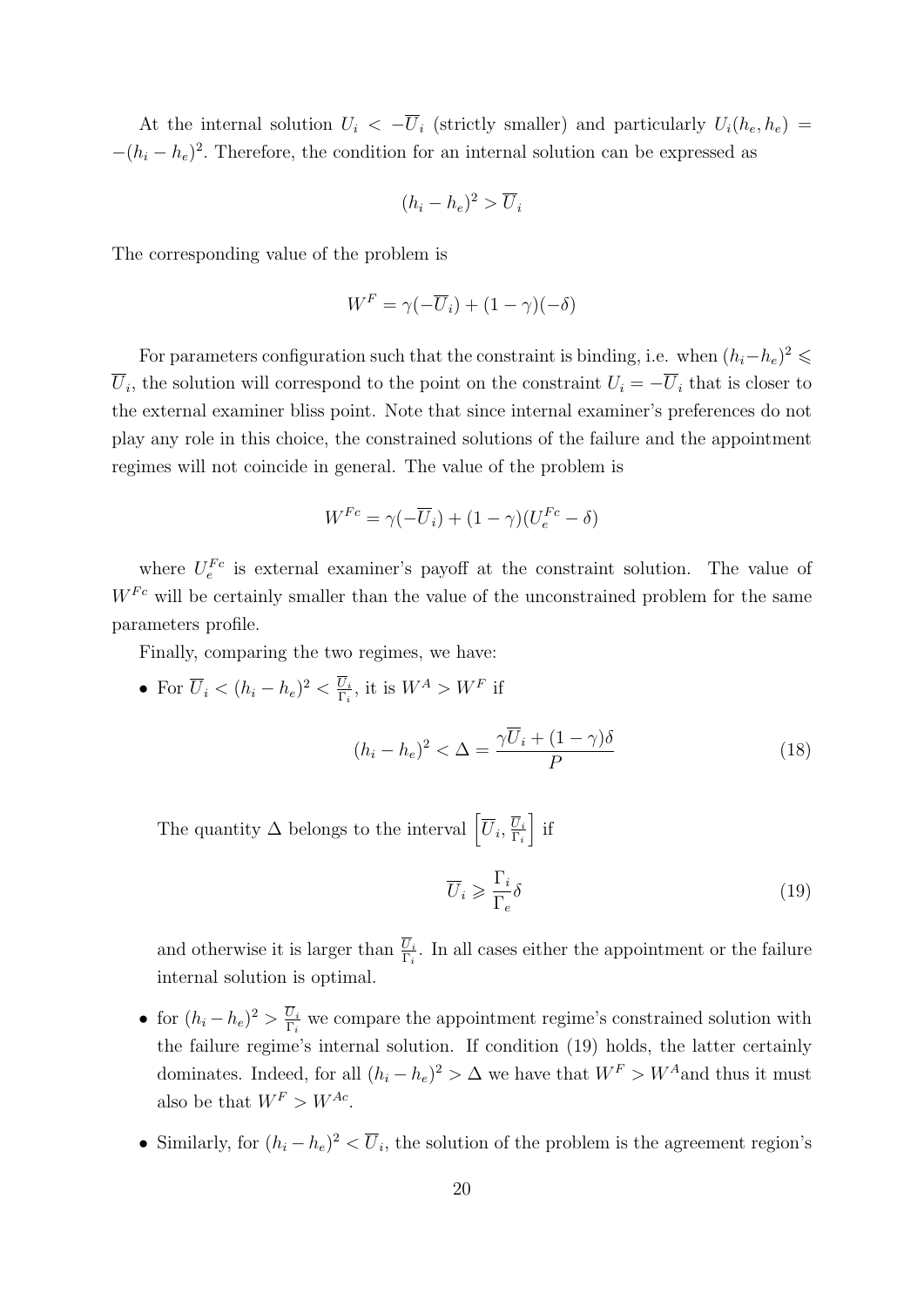At the internal solution $U_i < -\overline{U}_i$ (strictly smaller) and particularly $U_i(h_e, h_e) = -(h_i - h_e)^2$. Therefore, the condition for an internal solution can be expressed as

$$(h_i - h_e)^2 > \overline{U}_i$$

The corresponding value of the problem is

$$W^F = \gamma(-\overline{U}_i) + (1 - \gamma)(-\delta)$$

For parameters configuration such that the constraint is binding, i.e. when $(h_i - h_e)^2 \leqslant \overline{U}_i$, the solution will correspond to the point on the constraint $U_i = -\overline{U}_i$ that is closer to the external examiner bliss point. Note that since internal examiner's preferences do not play any role in this choice, the constrained solutions of the failure and the appointment regimes will not coincide in general. The value of the problem is

$$W^{Fc} = \gamma(-\overline{U}_i) + (1 - \gamma)(U_e^{Fc} - \delta)$$

where $U_e^{Fc}$ is external examiner's payoff at the constraint solution. The value of $W^{Fc}$ will be certainly smaller than the value of the unconstrained problem for the same parameters profile.

Finally, comparing the two regimes, we have:

- For $\overline{U}_i < (h_i - h_e)^2 < \frac{\overline{U}_i}{\Gamma_i}$, it is $W^A > W^F$ if

$$(h_i - h_e)^2 < \Delta = \frac{\gamma \overline{U}_i + (1 - \gamma)\delta}{P} \tag{18}$$

  The quantity $\Delta$ belongs to the interval $\left[\overline{U}_i, \frac{\overline{U}_i}{\Gamma_i}\right]$ if

$$\overline{U}_i \geqslant \frac{\Gamma_i}{\Gamma_e}\delta \tag{19}$$

  and otherwise it is larger than $\frac{\overline{U}_i}{\Gamma_i}$. In all cases either the appointment or the failure internal solution is optimal.

- for $(h_i - h_e)^2 > \frac{\overline{U}_i}{\Gamma_i}$ we compare the appointment regime's constrained solution with the failure regime's internal solution. If condition (19) holds, the latter certainly dominates. Indeed, for all $(h_i - h_e)^2 > \Delta$ we have that $W^F > W^A$and thus it must also be that $W^F > W^{Ac}$.

- Similarly, for $(h_i - h_e)^2 < \overline{U}_i$, the solution of the problem is the agreement region's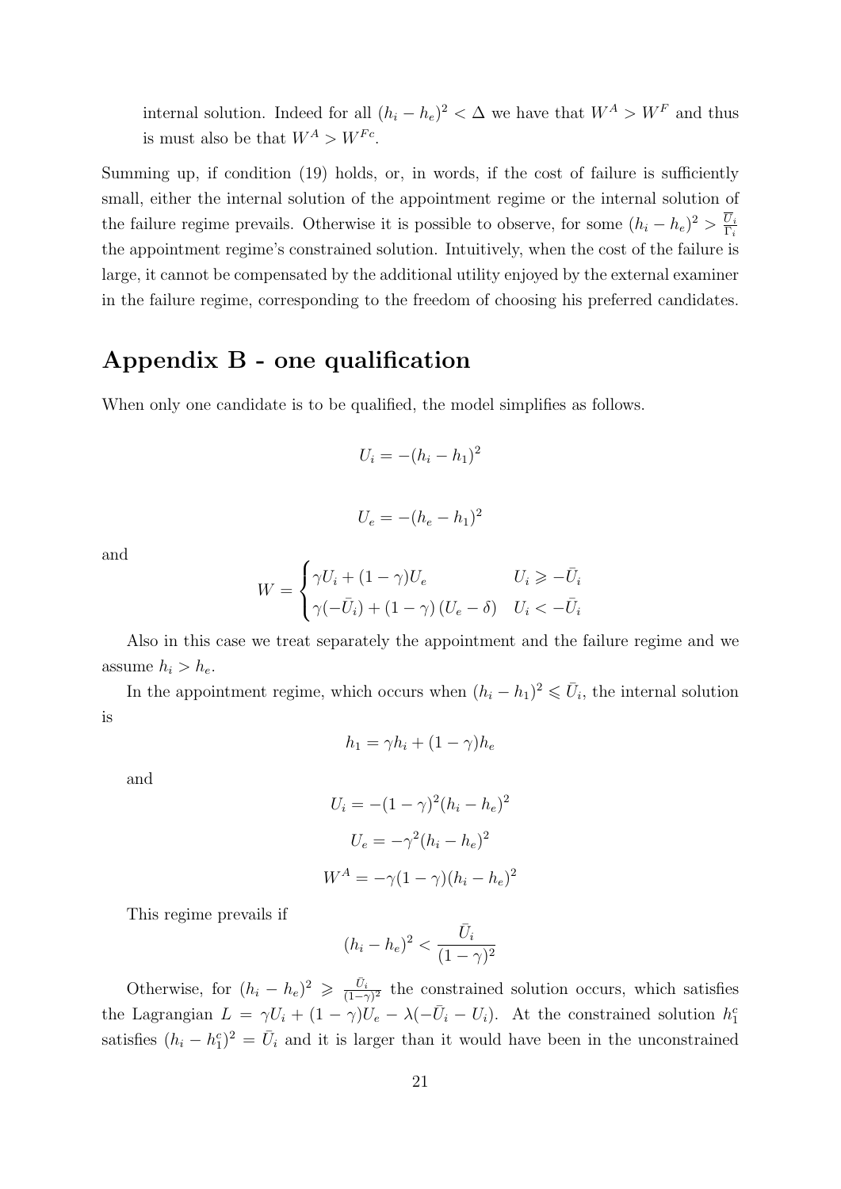internal solution. Indeed for all $(h_i - h_e)^2 < \Delta$ we have that $W^A > W^F$ and thus is must also be that $W^A > W^{Fc}$.

Summing up, if condition (19) holds, or, in words, if the cost of failure is sufficiently small, either the internal solution of the appointment regime or the internal solution of the failure regime prevails. Otherwise it is possible to observe, for some $(h_i - h_e)^2 > \frac{\overline{U}_i}{\Gamma_i}$ the appointment regime's constrained solution. Intuitively, when the cost of the failure is large, it cannot be compensated by the additional utility enjoyed by the external examiner in the failure regime, corresponding to the freedom of choosing his preferred candidates.

## Appendix B - one qualification

When only one candidate is to be qualified, the model simplifies as follows.

$$U_i = -(h_i - h_1)^2$$

$$U_e = -(h_e - h_1)^2$$

and

$$W = \begin{cases} \gamma U_i + (1-\gamma)U_e & U_i \geqslant -\bar{U}_i \\ \gamma(-\bar{U}_i) + (1-\gamma)\left(U_e - \delta\right) & U_i < -\bar{U}_i \end{cases}$$

Also in this case we treat separately the appointment and the failure regime and we assume $h_i > h_e$.

In the appointment regime, which occurs when $(h_i - h_1)^2 \leqslant \bar{U}_i$, the internal solution is

$$h_1 = \gamma h_i + (1-\gamma)h_e$$

and

$$U_i = -(1-\gamma)^2(h_i - h_e)^2$$

$$U_e = -\gamma^2(h_i - h_e)^2$$

$$W^A = -\gamma(1-\gamma)(h_i - h_e)^2$$

This regime prevails if

$$(h_i - h_e)^2 < \frac{\bar{U}_i}{(1-\gamma)^2}$$

Otherwise, for $(h_i - h_e)^2 \geqslant \frac{\bar{U}_i}{(1-\gamma)^2}$ the constrained solution occurs, which satisfies the Lagrangian $L = \gamma U_i + (1-\gamma)U_e - \lambda(-\bar{U}_i - U_i)$. At the constrained solution $h_1^c$ satisfies $(h_i - h_1^c)^2 = \bar{U}_i$ and it is larger than it would have been in the unconstrained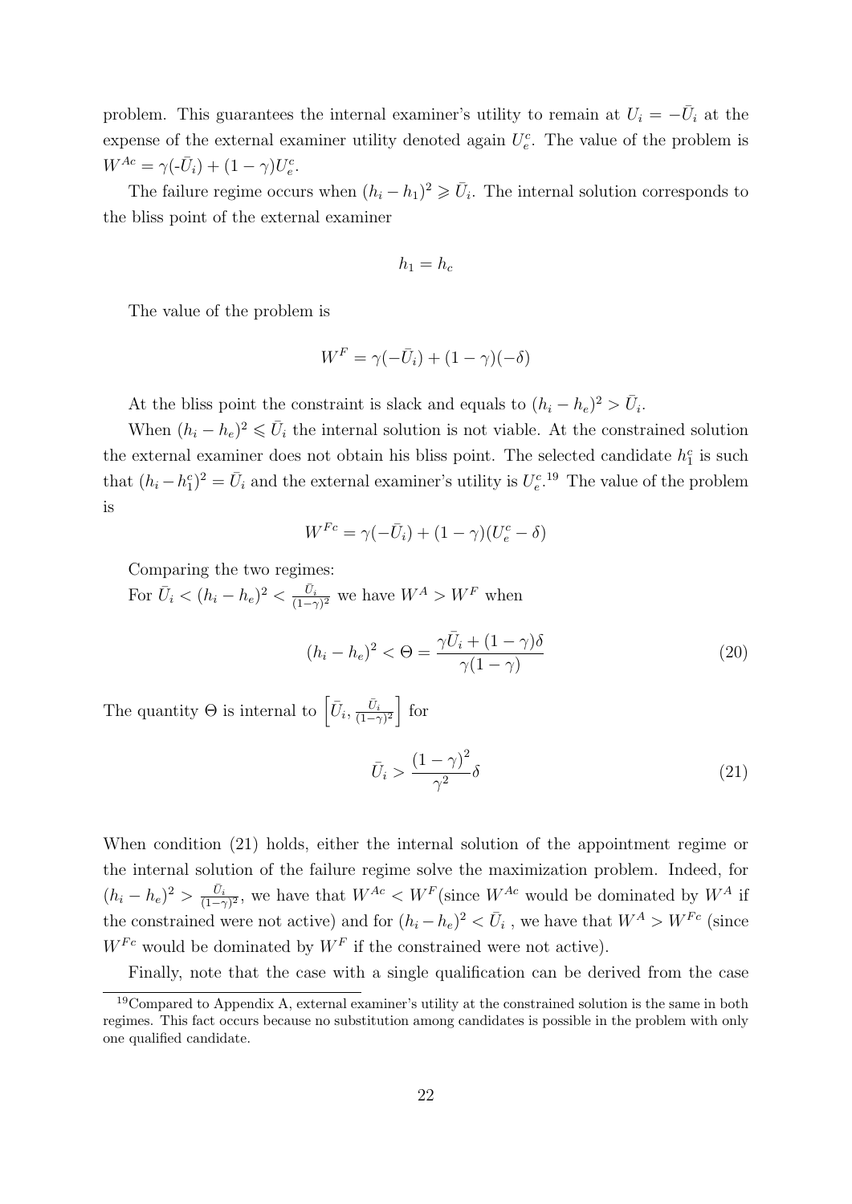problem. This guarantees the internal examiner's utility to remain at $U_i = -\bar{U}_i$ at the expense of the external examiner utility denoted again $U_e^c$. The value of the problem is $W^{Ac} = \gamma(-\bar{U}_i) + (1-\gamma)U_e^c$.

The failure regime occurs when $(h_i - h_1)^2 \geqslant \bar{U}_i$. The internal solution corresponds to the bliss point of the external examiner

$$h_1 = h_c$$

The value of the problem is

$$W^F = \gamma(-\bar{U}_i) + (1-\gamma)(-\delta)$$

At the bliss point the constraint is slack and equals to $(h_i - h_e)^2 > \bar{U}_i$.

When $(h_i - h_e)^2 \leqslant \bar{U}_i$ the internal solution is not viable. At the constrained solution the external examiner does not obtain his bliss point. The selected candidate $h_1^c$ is such that $(h_i - h_1^c)^2 = \bar{U}_i$ and the external examiner's utility is $U_e^c$.[19] The value of the problem is

$$W^{Fc} = \gamma(-\bar{U}_i) + (1-\gamma)(U_e^c - \delta)$$

Comparing the two regimes:

For $\bar{U}_i < (h_i - h_e)^2 < \frac{\bar{U}_i}{(1-\gamma)^2}$ we have $W^A > W^F$ when

$$(h_i - h_e)^2 < \Theta = \frac{\gamma \bar{U}_i + (1-\gamma)\delta}{\gamma(1-\gamma)} \tag{20}$$

The quantity $\Theta$ is internal to $\left[\bar{U}_i, \frac{\bar{U}_i}{(1-\gamma)^2}\right]$ for

$$\bar{U}_i > \frac{(1-\gamma)^2}{\gamma^2}\delta \tag{21}$$

When condition (21) holds, either the internal solution of the appointment regime or the internal solution of the failure regime solve the maximization problem. Indeed, for $(h_i - h_e)^2 > \frac{\bar{U}_i}{(1-\gamma)^2}$, we have that $W^{Ac} < W^F$(since $W^{Ac}$ would be dominated by $W^A$ if the constrained were not active) and for $(h_i - h_e)^2 < \bar{U}_i$ , we have that $W^A > W^{Fc}$ (since $W^{Fc}$ would be dominated by $W^F$ if the constrained were not active).

Finally, note that the case with a single qualification can be derived from the case

[19] Compared to Appendix A, external examiner's utility at the constrained solution is the same in both regimes. This fact occurs because no substitution among candidates is possible in the problem with only one qualified candidate.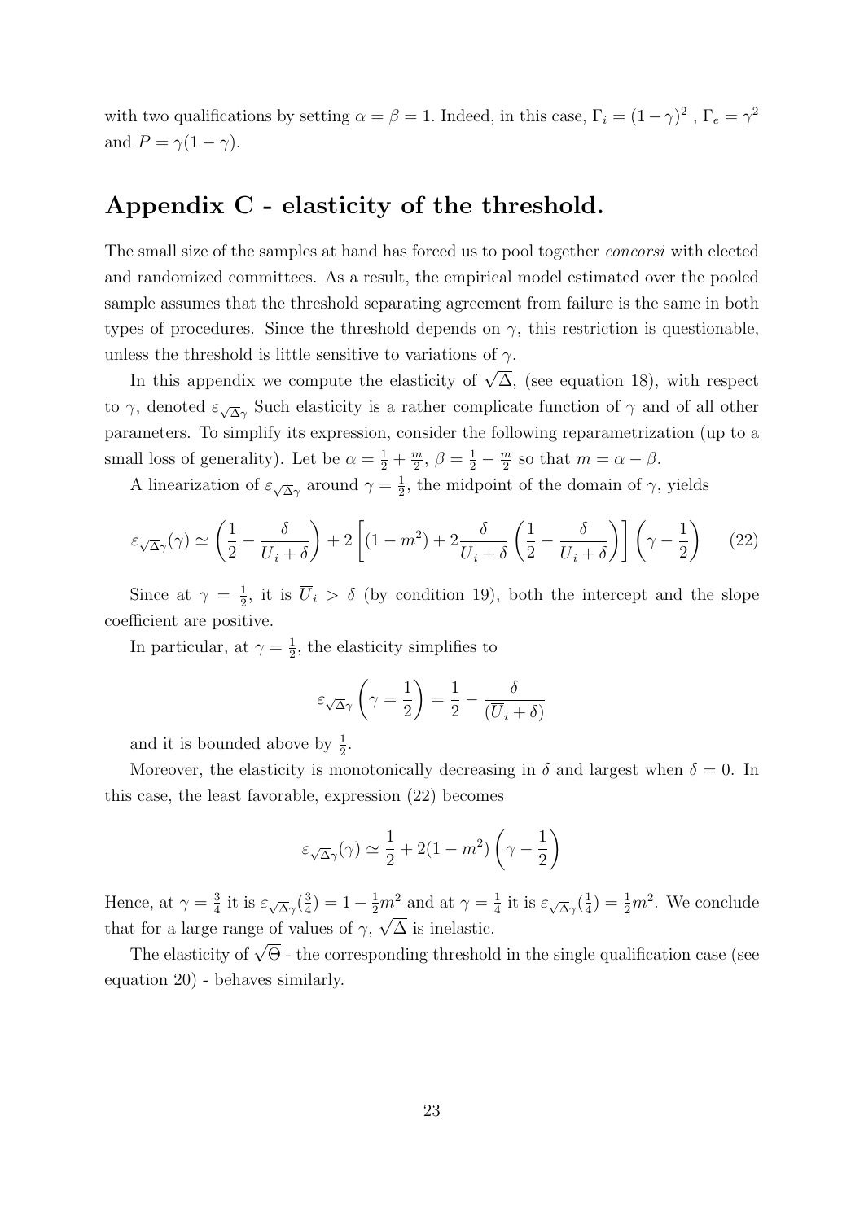with two qualifications by setting $\alpha = \beta = 1$. Indeed, in this case, $\Gamma_i = (1-\gamma)^2$ , $\Gamma_e = \gamma^2$ and $P = \gamma(1-\gamma)$.

## Appendix C - elasticity of the threshold.

The small size of the samples at hand has forced us to pool together *concorsi* with elected and randomized committees. As a result, the empirical model estimated over the pooled sample assumes that the threshold separating agreement from failure is the same in both types of procedures. Since the threshold depends on $\gamma$, this restriction is questionable, unless the threshold is little sensitive to variations of $\gamma$.

In this appendix we compute the elasticity of $\sqrt{\Delta}$, (see equation 18), with respect to $\gamma$, denoted $\varepsilon_{\sqrt{\Delta}\gamma}$ Such elasticity is a rather complicate function of $\gamma$ and of all other parameters. To simplify its expression, consider the following reparametrization (up to a small loss of generality). Let be $\alpha = \frac{1}{2} + \frac{m}{2}$, $\beta = \frac{1}{2} - \frac{m}{2}$ so that $m = \alpha - \beta$.

A linearization of $\varepsilon_{\sqrt{\Delta}\gamma}$ around $\gamma = \frac{1}{2}$, the midpoint of the domain of $\gamma$, yields

$$\varepsilon_{\sqrt{\Delta}\gamma}(\gamma) \simeq \left(\frac{1}{2} - \frac{\delta}{\overline{U}_i + \delta}\right) + 2\left[(1-m^2) + 2\frac{\delta}{\overline{U}_i + \delta}\left(\frac{1}{2} - \frac{\delta}{\overline{U}_i + \delta}\right)\right]\left(\gamma - \frac{1}{2}\right) \qquad (22)$$

Since at $\gamma = \frac{1}{2}$, it is $\overline{U}_i > \delta$ (by condition 19), both the intercept and the slope coefficient are positive.

In particular, at $\gamma = \frac{1}{2}$, the elasticity simplifies to

$$\varepsilon_{\sqrt{\Delta}\gamma}\left(\gamma = \frac{1}{2}\right) = \frac{1}{2} - \frac{\delta}{(\overline{U}_i + \delta)}$$

and it is bounded above by $\frac{1}{2}$.

Moreover, the elasticity is monotonically decreasing in $\delta$ and largest when $\delta = 0$. In this case, the least favorable, expression (22) becomes

$$\varepsilon_{\sqrt{\Delta}\gamma}(\gamma) \simeq \frac{1}{2} + 2(1-m^2)\left(\gamma - \frac{1}{2}\right)$$

Hence, at $\gamma = \frac{3}{4}$ it is $\varepsilon_{\sqrt{\Delta}\gamma}(\frac{3}{4}) = 1 - \frac{1}{2}m^2$ and at $\gamma = \frac{1}{4}$ it is $\varepsilon_{\sqrt{\Delta}\gamma}(\frac{1}{4}) = \frac{1}{2}m^2$. We conclude that for a large range of values of $\gamma$, $\sqrt{\Delta}$ is inelastic.

The elasticity of $\sqrt{\Theta}$ - the corresponding threshold in the single qualification case (see equation 20) - behaves similarly.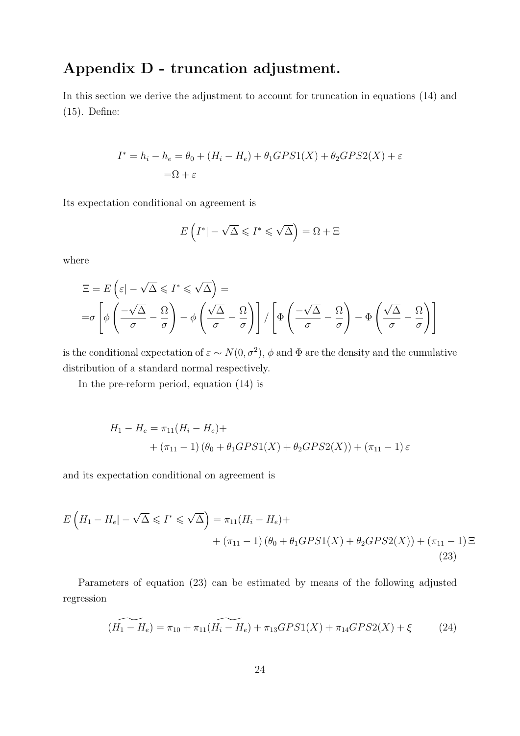# Appendix D - truncation adjustment.

In this section we derive the adjustment to account for truncation in equations (14) and (15). Define:

$$
\begin{aligned}
I^* = h_i - h_e = & \theta_0 + (H_i - H_e) + \theta_1 GPS1(X) + \theta_2 GPS2(X) + \varepsilon \\
= & \Omega + \varepsilon
\end{aligned}
$$

Its expectation conditional on agreement is

$$
E\left(I^* \middle| -\sqrt{\Delta} \leqslant I^* \leqslant \sqrt{\Delta}\right) = \Omega + \Xi
$$

where

$$
\begin{aligned}
\Xi = & E\left(\varepsilon \middle| -\sqrt{\Delta} \leqslant I^* \leqslant \sqrt{\Delta}\right) = \\
= & \sigma \left[ \phi\left(\frac{-\sqrt{\Delta}}{\sigma} - \frac{\Omega}{\sigma}\right) - \phi\left(\frac{\sqrt{\Delta}}{\sigma} - \frac{\Omega}{\sigma}\right) \right] / \left[ \Phi\left(\frac{-\sqrt{\Delta}}{\sigma} - \frac{\Omega}{\sigma}\right) - \Phi\left(\frac{\sqrt{\Delta}}{\sigma} - \frac{\Omega}{\sigma}\right) \right]
\end{aligned}
$$

is the conditional expectation of $\varepsilon \sim N(0, \sigma^2)$, $\phi$ and $\Phi$ are the density and the cumulative distribution of a standard normal respectively.

In the pre-reform period, equation (14) is

$$
\begin{aligned}
H_1 - H_e = & \pi_{11}(H_i - H_e) + \\
& + (\pi_{11} - 1)\left(\theta_0 + \theta_1 GPS1(X) + \theta_2 GPS2(X)\right) + (\pi_{11} - 1)\,\varepsilon
\end{aligned}
$$

and its expectation conditional on agreement is

$$
\begin{aligned}
E\left(H_1 - H_e \middle| -\sqrt{\Delta} \leqslant I^* \leqslant \sqrt{\Delta}\right) = & \pi_{11}(H_i - H_e) + \\
& + (\pi_{11} - 1)\left(\theta_0 + \theta_1 GPS1(X) + \theta_2 GPS2(X)\right) + (\pi_{11} - 1)\,\Xi
\end{aligned} \tag{23}
$$

Parameters of equation (23) can be estimated by means of the following adjusted regression

$$
\widetilde{(H_1 - H_e)} = \pi_{10} + \pi_{11}\widetilde{(H_i - H_e)} + \pi_{13} GPS1(X) + \pi_{14} GPS2(X) + \xi \tag{24}
$$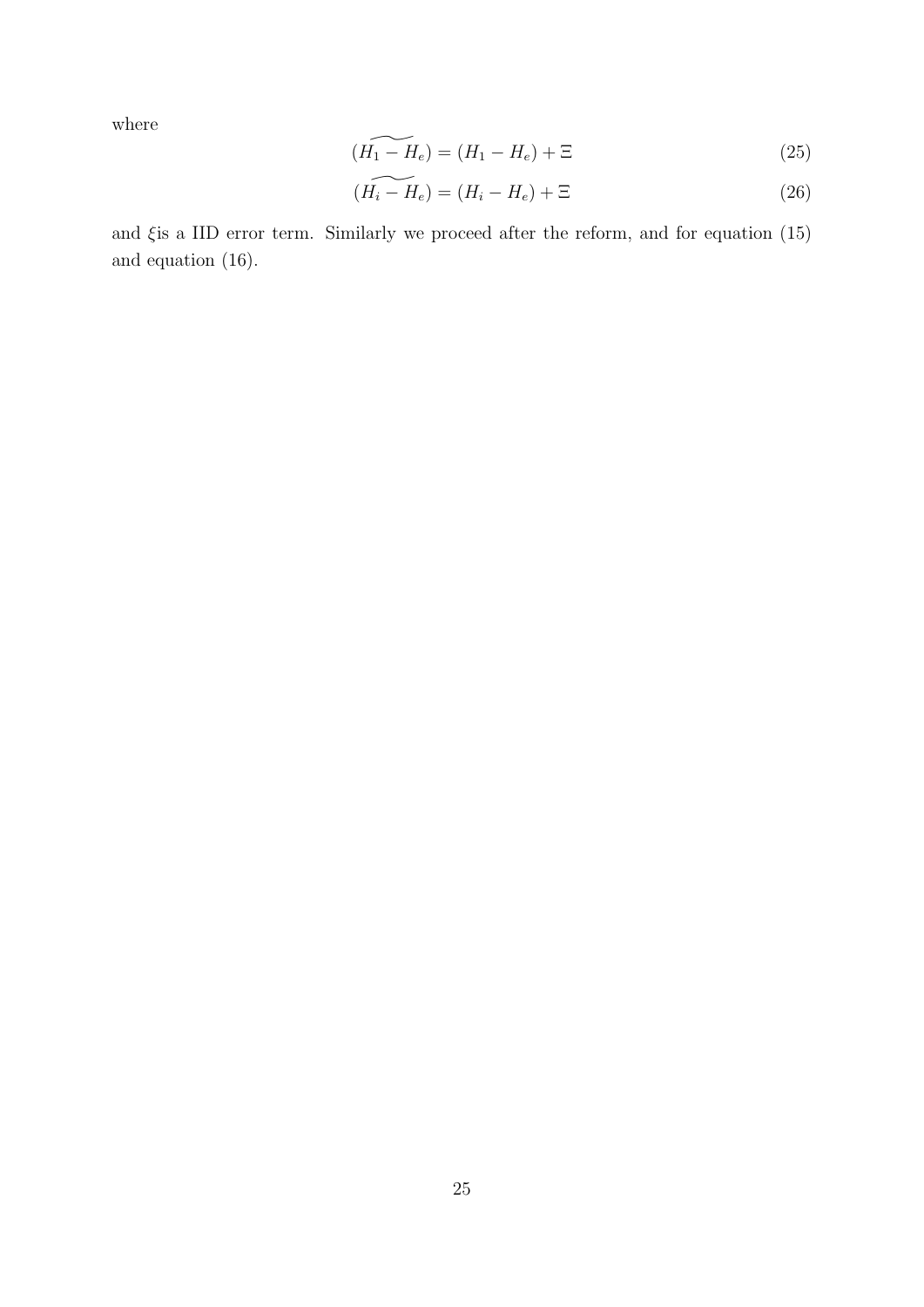where

$$\widetilde{(H_1 - H_e)} = (H_1 - H_e) + \Xi \tag{25}$$

$$\widetilde{(H_i - H_e)} = (H_i - H_e) + \Xi \tag{26}$$

and $\xi$is a IID error term. Similarly we proceed after the reform, and for equation (15) and equation (16).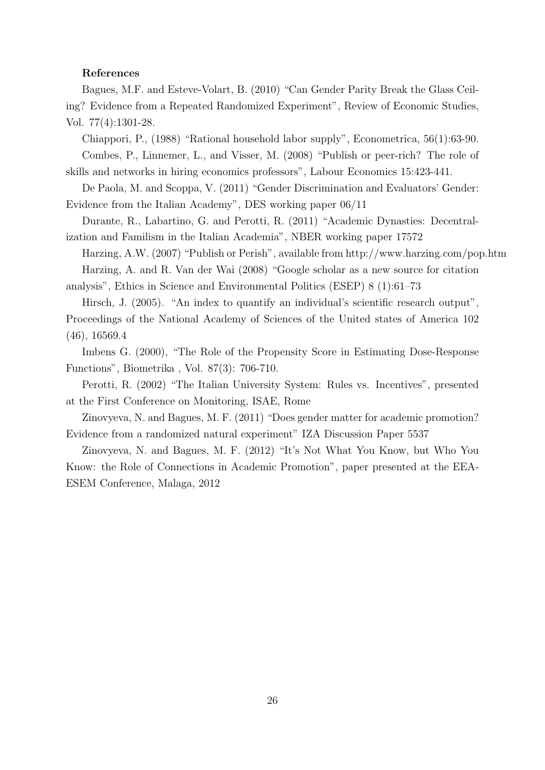**References**

Bagues, M.F. and Esteve-Volart, B. (2010) "Can Gender Parity Break the Glass Ceiling? Evidence from a Repeated Randomized Experiment", Review of Economic Studies, Vol. 77(4):1301-28.

Chiappori, P., (1988) "Rational household labor supply", Econometrica, 56(1):63-90.

Combes, P., Linnemer, L., and Visser, M. (2008) "Publish or peer-rich? The role of skills and networks in hiring economics professors", Labour Economics 15:423-441.

De Paola, M. and Scoppa, V. (2011) "Gender Discrimination and Evaluators' Gender: Evidence from the Italian Academy", DES working paper 06/11

Durante, R., Labartino, G. and Perotti, R. (2011) "Academic Dynasties: Decentralization and Familism in the Italian Academia", NBER working paper 17572

Harzing, A.W. (2007) "Publish or Perish", available from http://www.harzing.com/pop.htm

Harzing, A. and R. Van der Wai (2008) "Google scholar as a new source for citation analysis", Ethics in Science and Environmental Politics (ESEP) 8 (1):61–73

Hirsch, J. (2005). "An index to quantify an individual's scientific research output", Proceedings of the National Academy of Sciences of the United states of America 102 (46), 16569.4

Imbens G. (2000), "The Role of the Propensity Score in Estimating Dose-Response Functions", Biometrika , Vol. 87(3): 706-710.

Perotti, R. (2002) "The Italian University System: Rules vs. Incentives", presented at the First Conference on Monitoring, ISAE, Rome

Zinovyeva, N. and Bagues, M. F. (2011) "Does gender matter for academic promotion? Evidence from a randomized natural experiment" IZA Discussion Paper 5537

Zinovyeva, N. and Bagues, M. F. (2012) "It's Not What You Know, but Who You Know: the Role of Connections in Academic Promotion", paper presented at the EEA-ESEM Conference, Malaga, 2012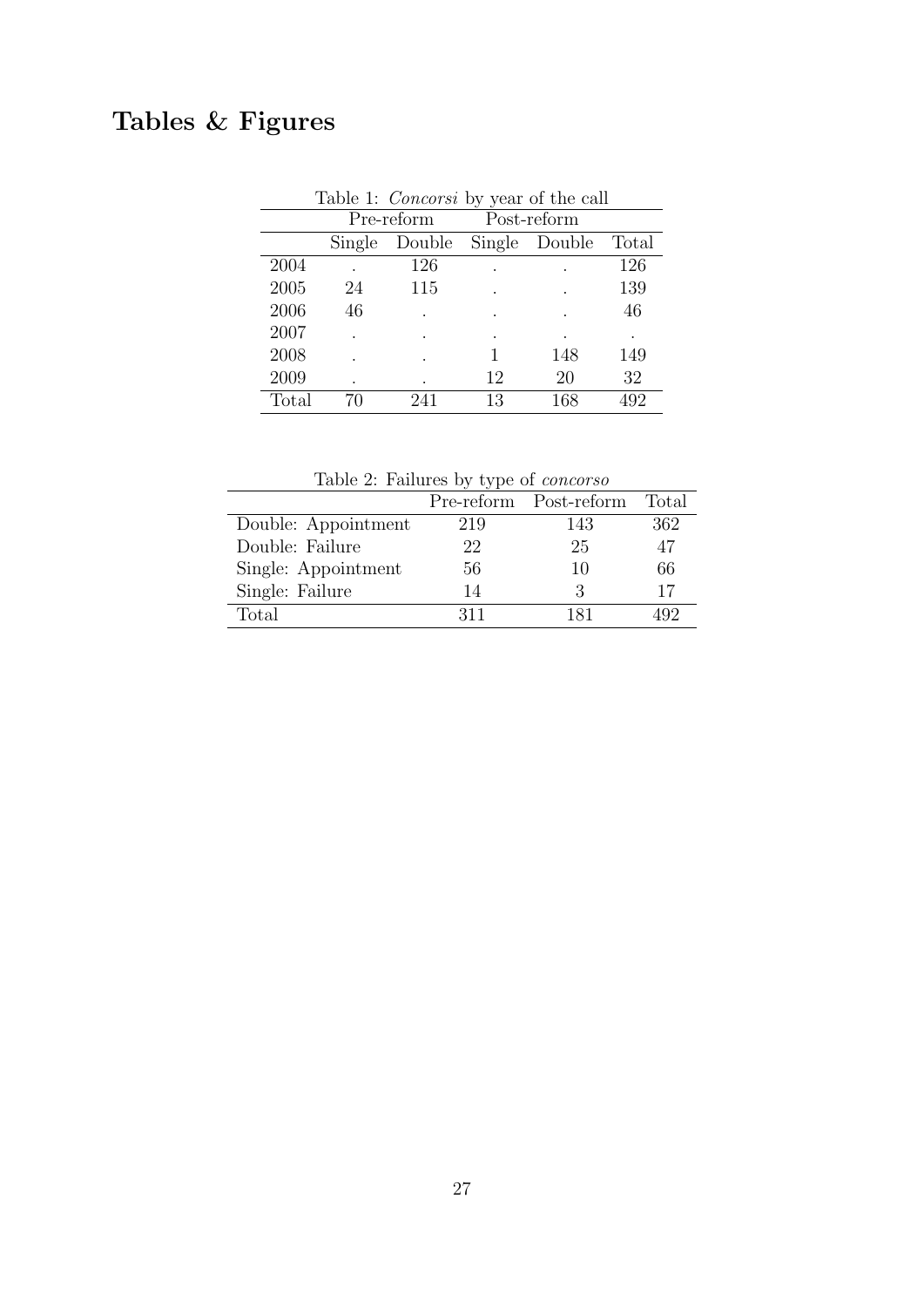# Tables & Figures

Table 1: *Concorsi* by year of the call

| | Pre-reform | | Post-reform | | |
|---|---|---|---|---|---|
| | Single | Double | Single | Double | Total |
| 2004 | . | 126 | . | . | 126 |
| 2005 | 24 | 115 | . | . | 139 |
| 2006 | 46 | . | . | . | 46 |
| 2007 | . | . | . | . | . |
| 2008 | . | . | 1 | 148 | 149 |
| 2009 | . | . | 12 | 20 | 32 |
| Total | 70 | 241 | 13 | 168 | 492 |

Table 2: Failures by type of *concorso*

| | Pre-reform | Post-reform | Total |
|---|---|---|---|
| Double: Appointment | 219 | 143 | 362 |
| Double: Failure | 22 | 25 | 47 |
| Single: Appointment | 56 | 10 | 66 |
| Single: Failure | 14 | 3 | 17 |
| Total | 311 | 181 | 492 |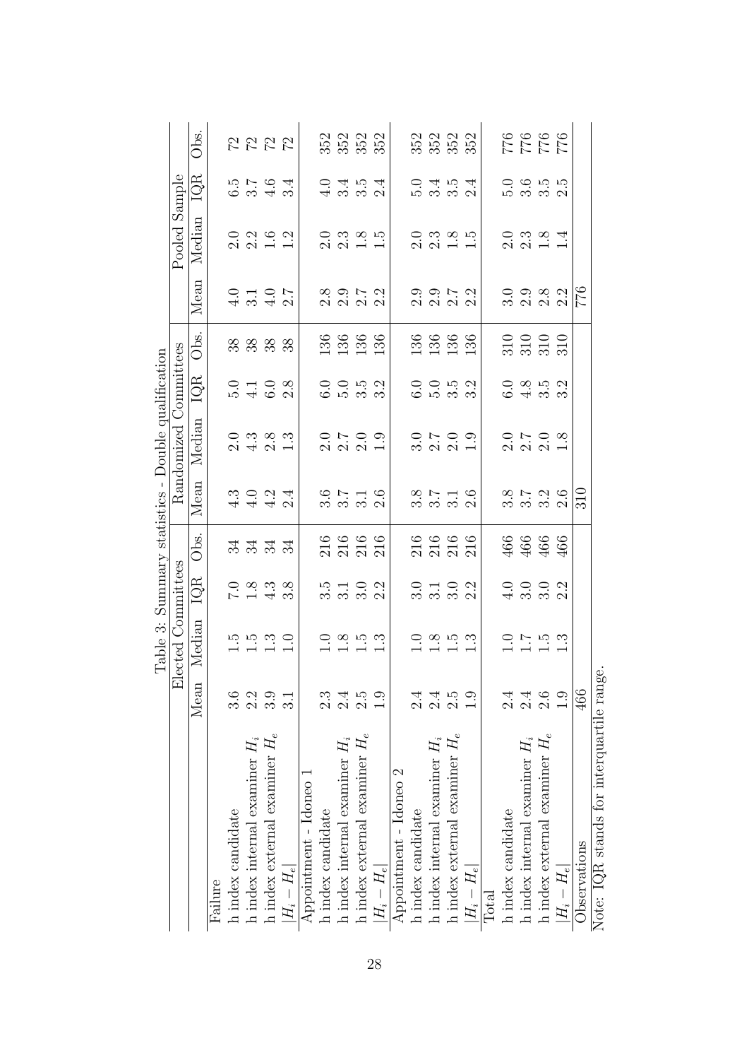Table 3: Summary statistics - Double qualification

| | Elected Committees | | | | Randomized Committees | | | | Pooled Sample | | | |
|---|---|---|---|---|---|---|---|---|---|---|---|---|
| | Mean | Median | IQR | Obs. | Mean | Median | IQR | Obs. | Mean | Median | IQR | Obs. |
| Failure | | | | | | | | | | | | |
| h index candidate | 3.6 | 1.5 | 7.0 | 34 | 4.3 | 2.0 | 5.0 | 38 | 4.0 | 2.0 | 6.5 | 72 |
| h index internal examiner $H_i$ | 2.2 | 1.5 | 1.8 | 34 | 4.0 | 4.3 | 4.1 | 38 | 3.1 | 2.2 | 3.7 | 72 |
| h index external examiner $H_e$ | 3.9 | 1.3 | 4.3 | 34 | 4.2 | 2.8 | 6.0 | 38 | 4.0 | 1.6 | 4.6 | 72 |
| $\lvert H_i - H_e \rvert$ | 3.1 | 1.0 | 3.8 | 34 | 2.4 | 1.3 | 2.8 | 38 | 2.7 | 1.2 | 3.4 | 72 |
| Appointment - Idoneo 1 | | | | | | | | | | | | |
| h index candidate | 2.3 | 1.0 | 3.5 | 216 | 3.6 | 2.0 | 6.0 | 136 | 2.8 | 2.0 | 4.0 | 352 |
| h index internal examiner $H_i$ | 2.4 | 1.8 | 3.1 | 216 | 3.7 | 2.7 | 5.0 | 136 | 2.9 | 2.3 | 3.4 | 352 |
| h index external examiner $H_e$ | 2.5 | 1.5 | 3.0 | 216 | 3.1 | 2.0 | 3.5 | 136 | 2.7 | 1.8 | 3.5 | 352 |
| $\lvert H_i - H_e \rvert$ | 1.9 | 1.3 | 2.2 | 216 | 2.6 | 1.9 | 3.2 | 136 | 2.2 | 1.5 | 2.4 | 352 |
| Appointment - Idoneo 2 | | | | | | | | | | | | |
| h index candidate | 2.4 | 1.0 | 3.0 | 216 | 3.8 | 3.0 | 6.0 | 136 | 2.9 | 2.0 | 5.0 | 352 |
| h index internal examiner $H_i$ | 2.4 | 1.8 | 3.1 | 216 | 3.7 | 2.7 | 5.0 | 136 | 2.9 | 2.3 | 3.4 | 352 |
| h index external examiner $H_e$ | 2.5 | 1.5 | 3.0 | 216 | 3.1 | 2.0 | 3.5 | 136 | 2.7 | 1.8 | 3.5 | 352 |
| $\lvert H_i - H_e \rvert$ | 1.9 | 1.3 | 2.2 | 216 | 2.6 | 1.9 | 3.2 | 136 | 2.2 | 1.5 | 2.4 | 352 |
| Total | | | | | | | | | | | | |
| h index candidate | 2.4 | 1.0 | 4.0 | 466 | 3.8 | 2.0 | 6.0 | 310 | 3.0 | 2.0 | 5.0 | 776 |
| h index internal examiner $H_i$ | 2.4 | 1.7 | 3.0 | 466 | 3.7 | 2.7 | 4.8 | 310 | 2.9 | 2.3 | 3.6 | 776 |
| h index external examiner $H_e$ | 2.6 | 1.5 | 3.0 | 466 | 3.2 | 2.0 | 3.5 | 310 | 2.8 | 1.8 | 3.5 | 776 |
| $\lvert H_i - H_e \rvert$ | 1.9 | 1.3 | 2.2 | 466 | 2.6 | 1.8 | 3.2 | 310 | 2.2 | 1.4 | 2.5 | 776 |
| Observations | 466 | | | | 310 | | | | 776 | | | |

Note: IQR stands for interquartile range.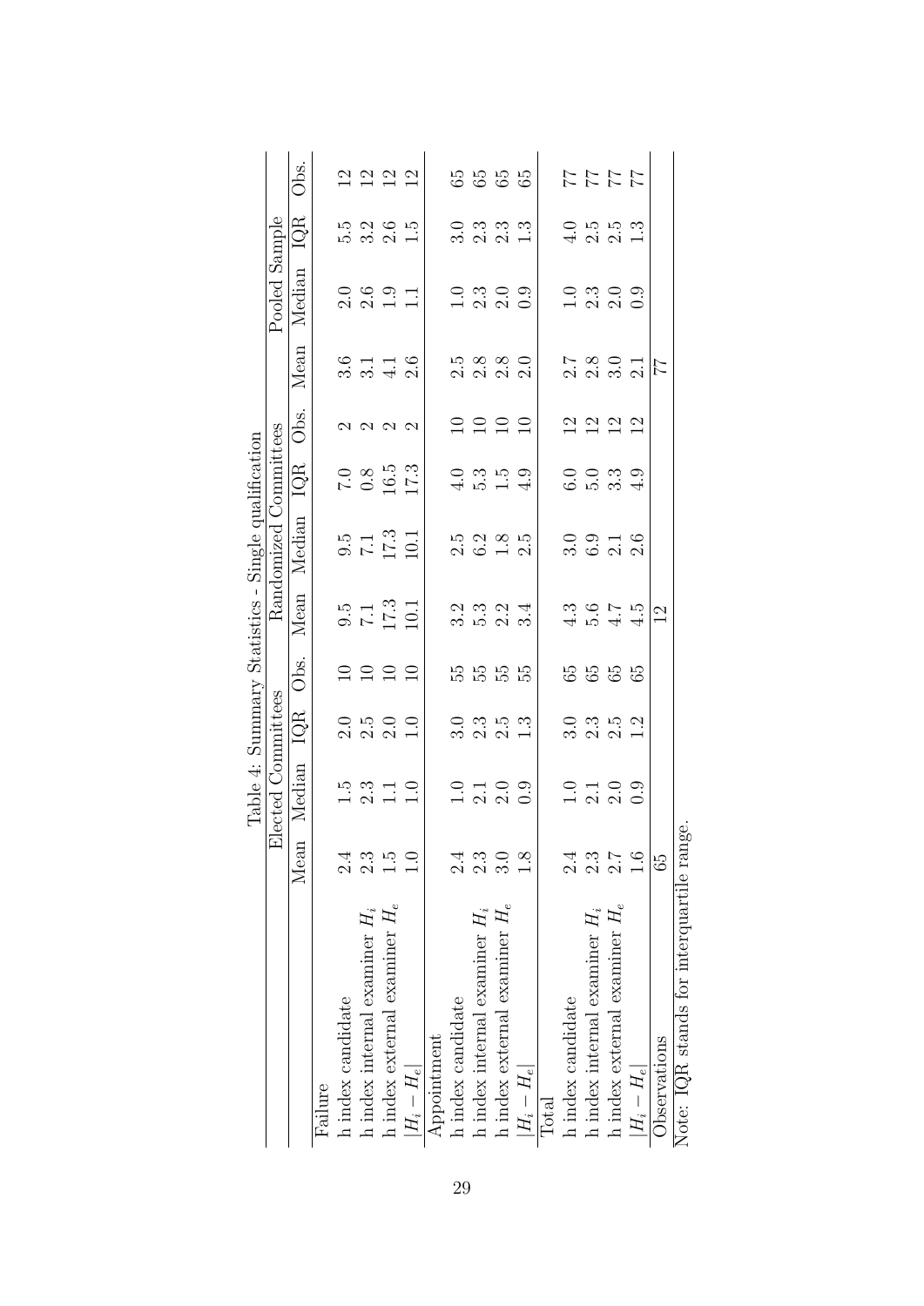Table 4: Summary Statistics - Single qualification

| | Elected Committees | | | | Randomized Committees | | | | Pooled Sample | | | |
|---|---|---|---|---|---|---|---|---|---|---|---|---|
| | Mean | Median | IQR | Obs. | Mean | Median | IQR | Obs. | Mean | Median | IQR | Obs. |
| Failure | | | | | | | | | | | | |
| h index candidate | 2.4 | 1.5 | 2.0 | 10 | 9.5 | 9.5 | 7.0 | 2 | 3.6 | 2.0 | 5.5 | 12 |
| h index internal examiner $H_i$ | 2.3 | 2.3 | 2.5 | 10 | 7.1 | 7.1 | 0.8 | 2 | 3.1 | 2.6 | 3.2 | 12 |
| h index external examiner $H_e$ | 1.5 | 1.1 | 2.0 | 10 | 17.3 | 17.3 | 16.5 | 2 | 4.1 | 1.9 | 2.6 | 12 |
| $\|H_i - H_e\|$ | 1.0 | 1.0 | 1.0 | 10 | 10.1 | 10.1 | 17.3 | 2 | 2.6 | 1.1 | 1.5 | 12 |
| Appointment | | | | | | | | | | | | |
| h index candidate | 2.4 | 1.0 | 3.0 | 55 | 3.2 | 2.5 | 4.0 | 10 | 2.5 | 1.0 | 3.0 | 65 |
| h index internal examiner $H_i$ | 2.3 | 2.1 | 2.3 | 55 | 5.3 | 6.2 | 5.3 | 10 | 2.8 | 2.3 | 2.3 | 65 |
| h index external examiner $H_e$ | 3.0 | 2.0 | 2.5 | 55 | 2.2 | 1.8 | 1.5 | 10 | 2.8 | 2.0 | 2.3 | 65 |
| $\|H_i - H_e\|$ | 1.8 | 0.9 | 1.3 | 55 | 3.4 | 2.5 | 4.9 | 10 | 2.0 | 0.9 | 1.3 | 65 |
| Total | | | | | | | | | | | | |
| h index candidate | 2.4 | 1.0 | 3.0 | 65 | 4.3 | 3.0 | 6.0 | 12 | 2.7 | 1.0 | 4.0 | 77 |
| h index internal examiner $H_i$ | 2.3 | 2.1 | 2.3 | 65 | 5.6 | 6.9 | 5.0 | 12 | 2.8 | 2.3 | 2.5 | 77 |
| h index external examiner $H_e$ | 2.7 | 2.0 | 2.5 | 65 | 4.7 | 2.1 | 3.3 | 12 | 3.0 | 2.0 | 2.5 | 77 |
| $\|H_i - H_e\|$ | 1.6 | 0.9 | 1.2 | 65 | 4.5 | 2.6 | 4.9 | 12 | 2.1 | 0.9 | 1.3 | 77 |
| Observations | 65 | | | | 12 | | | | 77 | | | |

Note: IQR stands for interquartile range.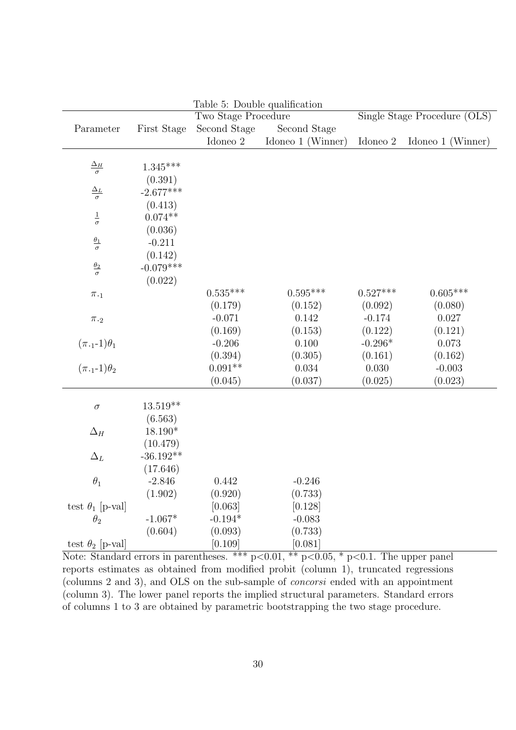Table 5: Double qualification

| Parameter | First Stage | Two Stage Procedure | | Single Stage Procedure (OLS) | |
|---|---|---|---|---|---|
| | | Second Stage | Second Stage | | |
| | | Idoneo 2 | Idoneo 1 (Winner) | Idoneo 2 | Idoneo 1 (Winner) |
| $\frac{\Delta_H}{\sigma}$ | 1.345*** | | | | |
| | (0.391) | | | | |
| $\frac{\Delta_L}{\sigma}$ | -2.677*** | | | | |
| | (0.413) | | | | |
| $\frac{1}{\sigma}$ | 0.074** | | | | |
| | (0.036) | | | | |
| $\frac{\theta_1}{\sigma}$ | -0.211 | | | | |
| | (0.142) | | | | |
| $\frac{\theta_2}{\sigma}$ | -0.079*** | | | | |
| | (0.022) | | | | |
| $\pi_{\cdot 1}$ | | 0.535*** | 0.595*** | 0.527*** | 0.605*** |
| | | (0.179) | (0.152) | (0.092) | (0.080) |
| $\pi_{\cdot 2}$ | | -0.071 | 0.142 | -0.174 | 0.027 |
| | | (0.169) | (0.153) | (0.122) | (0.121) |
| $(\pi_{\cdot 1}\text{-}1)\theta_1$ | | -0.206 | 0.100 | -0.296* | 0.073 |
| | | (0.394) | (0.305) | (0.161) | (0.162) |
| $(\pi_{\cdot 1}\text{-}1)\theta_2$ | | 0.091** | 0.034 | 0.030 | -0.003 |
| | | (0.045) | (0.037) | (0.025) | (0.023) |
| $\sigma$ | 13.519** | | | | |
| | (6.563) | | | | |
| $\Delta_H$ | 18.190* | | | | |
| | (10.479) | | | | |
| $\Delta_L$ | -36.192** | | | | |
| | (17.646) | | | | |
| $\theta_1$ | -2.846 | 0.442 | -0.246 | | |
| | (1.902) | (0.920) | (0.733) | | |
| test $\theta_1$ [p-val] | | [0.063] | [0.128] | | |
| $\theta_2$ | -1.067* | -0.194* | -0.083 | | |
| | (0.604) | (0.093) | (0.733) | | |
| test $\theta_2$ [p-val] | | [0.109] | [0.081] | | |

Note: Standard errors in parentheses. *** p<0.01, ** p<0.05, * p<0.1. The upper panel reports estimates as obtained from modified probit (column 1), truncated regressions (columns 2 and 3), and OLS on the sub-sample of *concorsi* ended with an appointment (column 3). The lower panel reports the implied structural parameters. Standard errors of columns 1 to 3 are obtained by parametric bootstrapping the two stage procedure.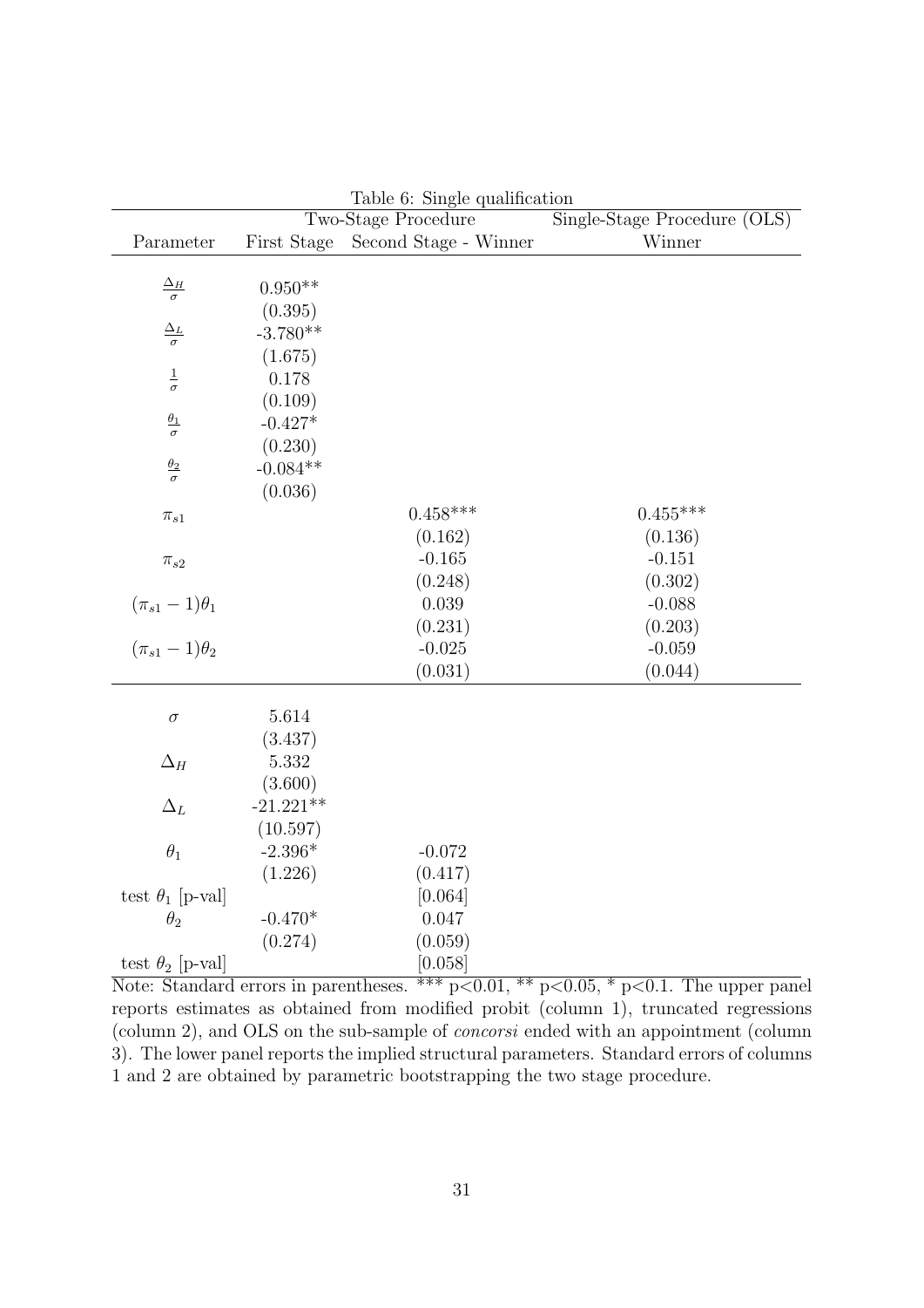Table 6: Single qualification

| | Two-Stage Procedure | | Single-Stage Procedure (OLS) |
|---|---|---|---|
| Parameter | First Stage | Second Stage - Winner | Winner |
| $\frac{\Delta_H}{\sigma}$ | 0.950** | | |
| | (0.395) | | |
| $\frac{\Delta_L}{\sigma}$ | -3.780** | | |
| | (1.675) | | |
| $\frac{1}{\sigma}$ | 0.178 | | |
| | (0.109) | | |
| $\frac{\theta_1}{\sigma}$ | -0.427* | | |
| | (0.230) | | |
| $\frac{\theta_2}{\sigma}$ | -0.084** | | |
| | (0.036) | | |
| $\pi_{s1}$ | | 0.458*** | 0.455*** |
| | | (0.162) | (0.136) |
| $\pi_{s2}$ | | -0.165 | -0.151 |
| | | (0.248) | (0.302) |
| $(\pi_{s1}-1)\theta_1$ | | 0.039 | -0.088 |
| | | (0.231) | (0.203) |
| $(\pi_{s1}-1)\theta_2$ | | -0.025 | -0.059 |
| | | (0.031) | (0.044) |
| $\sigma$ | 5.614 | | |
| | (3.437) | | |
| $\Delta_H$ | 5.332 | | |
| | (3.600) | | |
| $\Delta_L$ | -21.221** | | |
| | (10.597) | | |
| $\theta_1$ | -2.396* | -0.072 | |
| | (1.226) | (0.417) | |
| test $\theta_1$ [p-val] | | [0.064] | |
| $\theta_2$ | -0.470* | 0.047 | |
| | (0.274) | (0.059) | |
| test $\theta_2$ [p-val] | | [0.058] | |

Note: Standard errors in parentheses. *** p<0.01, ** p<0.05, * p<0.1. The upper panel reports estimates as obtained from modified probit (column 1), truncated regressions (column 2), and OLS on the sub-sample of *concorsi* ended with an appointment (column 3). The lower panel reports the implied structural parameters. Standard errors of columns 1 and 2 are obtained by parametric bootstrapping the two stage procedure.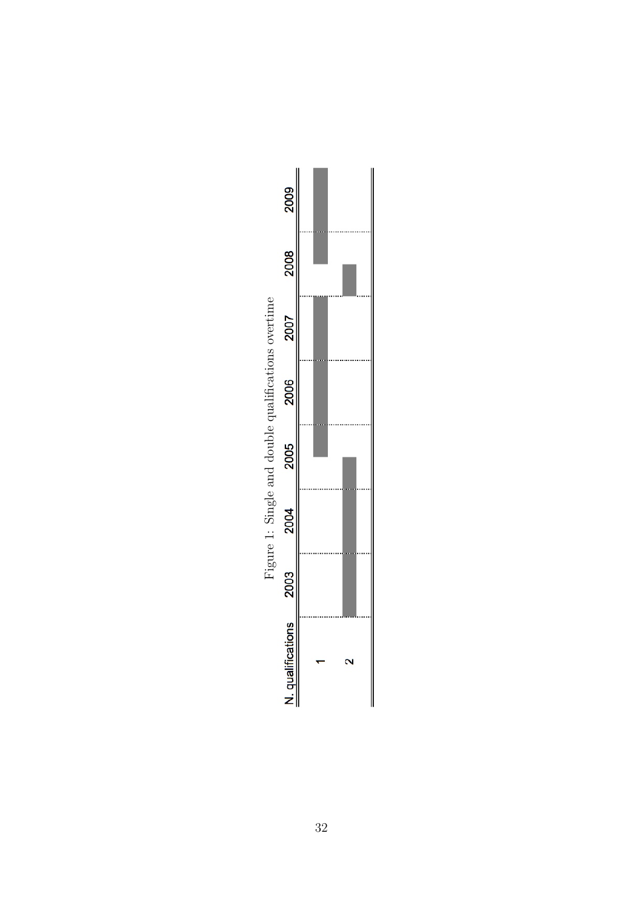Figure 1: Single and double qualifications overtime

| N. qualifications | 2003 | 2004 | 2005 | 2006 | 2007 | 2008 | 2009 |
|---|---|---|---|---|---|---|---|
| 1 | | | | | | | |
| 2 | | | | | | | |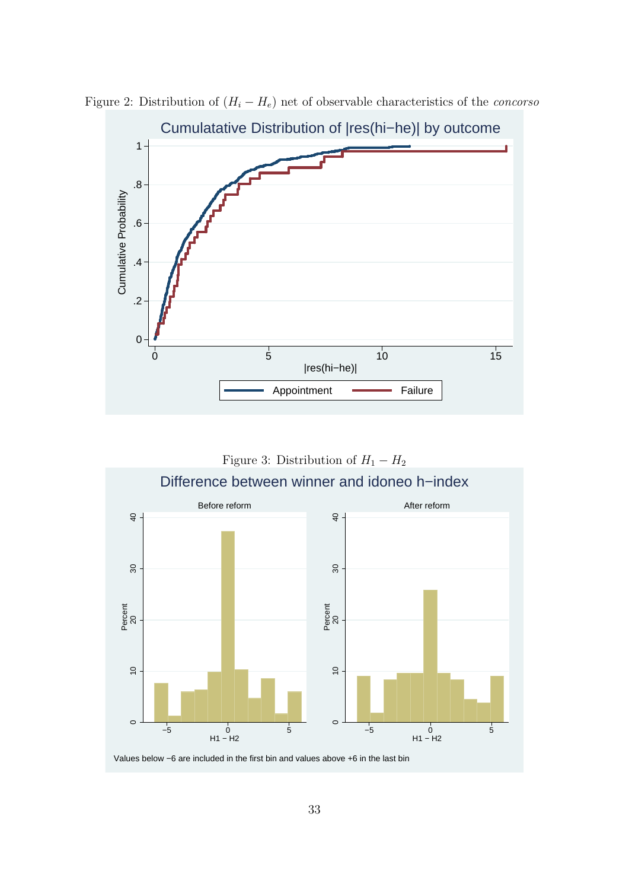Figure 2: Distribution of $(H_i - H_e)$ net of observable characteristics of the *concorso*

Cumulatative Distribution of |res(hi−he)| by outcome

Cumulative Probability

0
.2
.4
.6
.8
1

0
5
10
15

|res(hi−he)|

Appointment
Failure

Figure 3: Distribution of $H_1 - H_2$

Difference between winner and idoneo h−index

Before reform

After reform

Percent

0
10
20
30
40

−5
0
5

H1 − H2

Values below −6 are included in the first bin and values above +6 in the last bin